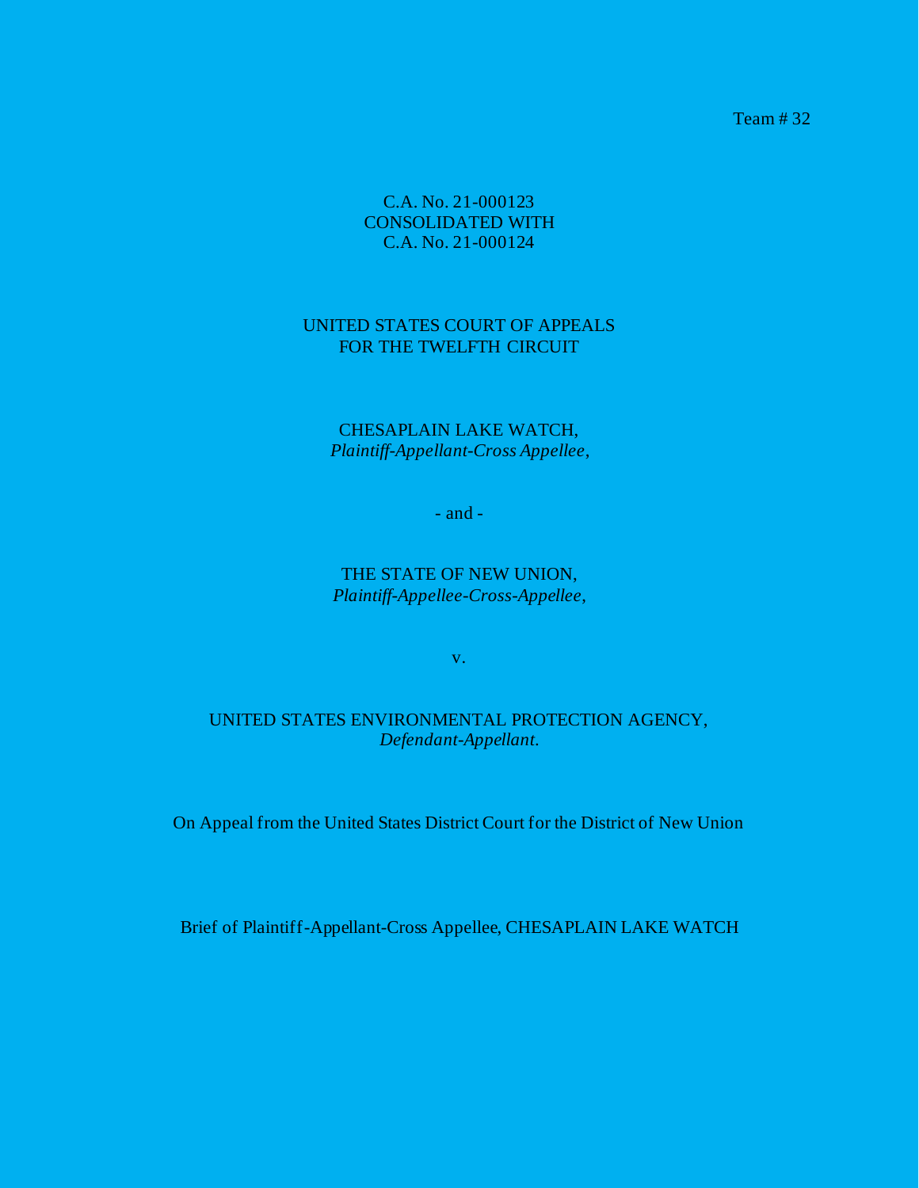Team # 32

C.A. No. 21-000123
CONSOLIDATED WITH
C.A. No. 21-000124

UNITED STATES COURT OF APPEALS
FOR THE TWELFTH CIRCUIT

CHESAPLAIN LAKE WATCH,
*Plaintiff-Appellant-Cross Appellee*,

- and -

THE STATE OF NEW UNION,
*Plaintiff-Appellee-Cross-Appellee*,

v.

UNITED STATES ENVIRONMENTAL PROTECTION AGENCY,
*Defendant-Appellant.*

On Appeal from the United States District Court for the District of New Union

Brief of Plaintiff-Appellant-Cross Appellee, CHESAPLAIN LAKE WATCH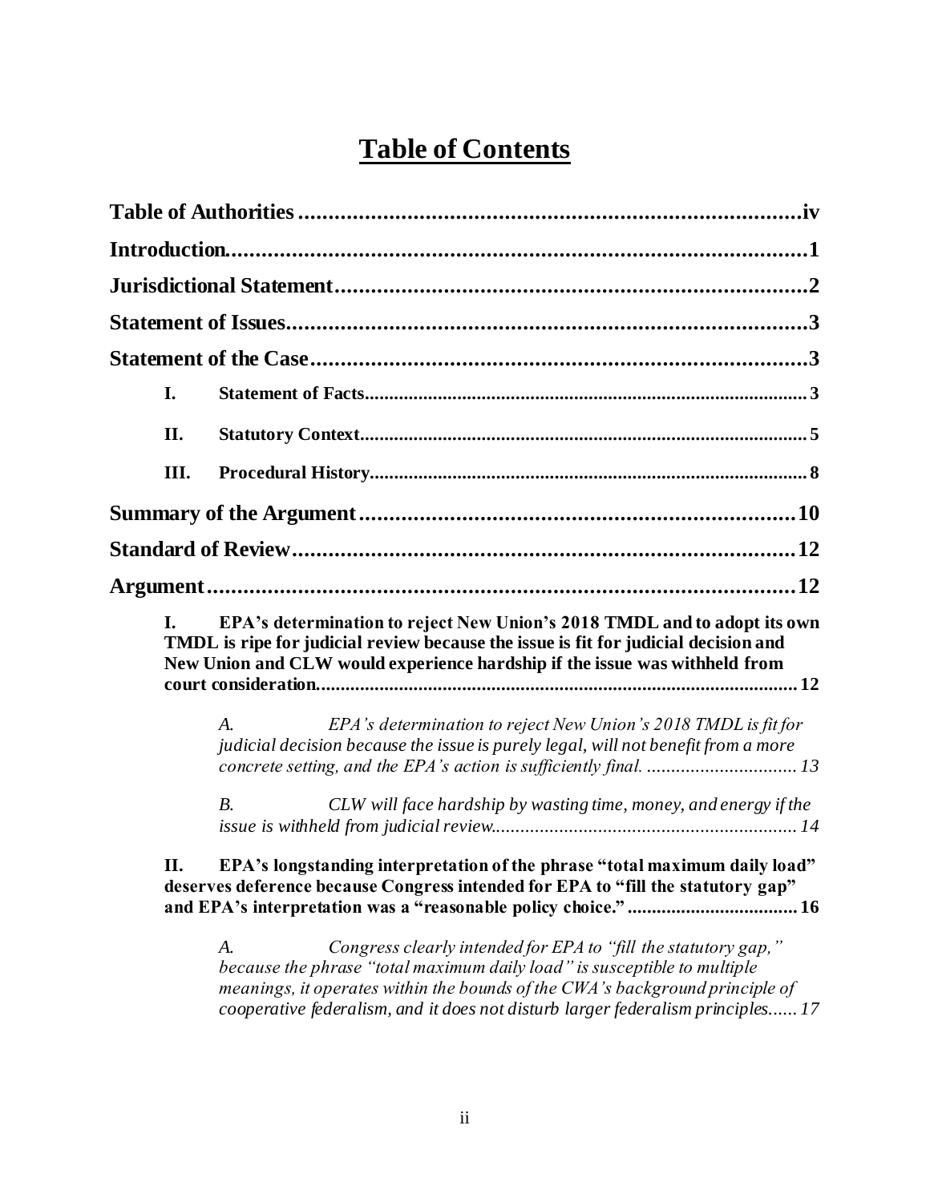# Table of Contents

**Table of Authorities** .......... iv

**Introduction** .......... 1

**Jurisdictional Statement** .......... 2

**Statement of Issues** .......... 3

**Statement of the Case** .......... 3

- **I. Statement of Facts** .......... 3
- **II. Statutory Context** .......... 5
- **III. Procedural History** .......... 8

**Summary of the Argument** .......... 10

**Standard of Review** .......... 12

**Argument** .......... 12

- **I. EPA's determination to reject New Union's 2018 TMDL and to adopt its own TMDL is ripe for judicial review because the issue is fit for judicial decision and New Union and CLW would experience hardship if the issue was withheld from court consideration** .......... 12
  - *A. EPA's determination to reject New Union's 2018 TMDL is fit for judicial decision because the issue is purely legal, will not benefit from a more concrete setting, and the EPA's action is sufficiently final.* .......... 13
  - *B. CLW will face hardship by wasting time, money, and energy if the issue is withheld from judicial review* .......... 14
- **II. EPA's longstanding interpretation of the phrase "total maximum daily load" deserves deference because Congress intended for EPA to "fill the statutory gap" and EPA's interpretation was a "reasonable policy choice."** .......... 16
  - *A. Congress clearly intended for EPA to "fill the statutory gap," because the phrase "total maximum daily load" is susceptible to multiple meanings, it operates within the bounds of the CWA's background principle of cooperative federalism, and it does not disturb larger federalism principles* .......... 17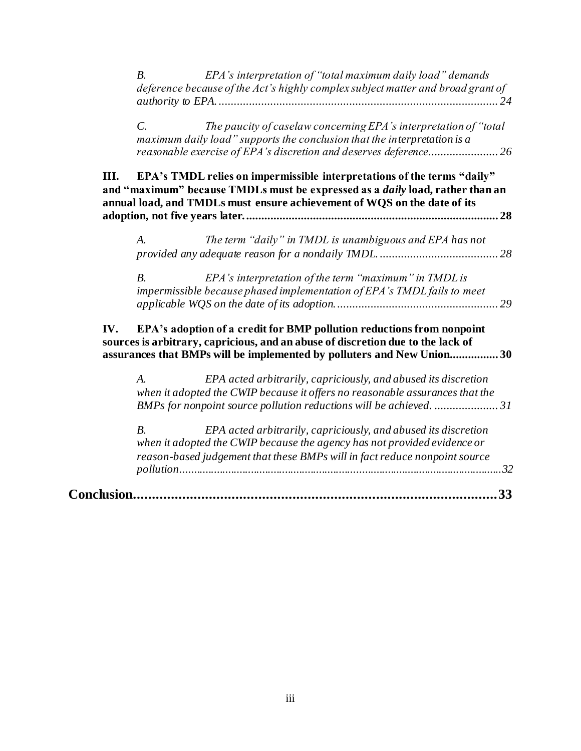*B. EPA's interpretation of "total maximum daily load" demands deference because of the Act's highly complex subject matter and broad grant of authority to EPA.* ............ 24

*C. The paucity of caselaw concerning EPA's interpretation of "total maximum daily load" supports the conclusion that the interpretation is a reasonable exercise of EPA's discretion and deserves deference.* ............ 26

**III. EPA's TMDL relies on impermissible interpretations of the terms "daily" and "maximum" because TMDLs must be expressed as a *daily* load, rather than an annual load, and TMDLs must ensure achievement of WQS on the date of its adoption, not five years later.** ............ **28**

*A. The term "daily" in TMDL is unambiguous and EPA has not provided any adequate reason for a nondaily TMDL.* ............ 28

*B. EPA's interpretation of the term "maximum" in TMDL is impermissible because phased implementation of EPA's TMDL fails to meet applicable WQS on the date of its adoption.* ............ 29

**IV. EPA's adoption of a credit for BMP pollution reductions from nonpoint sources is arbitrary, capricious, and an abuse of discretion due to the lack of assurances that BMPs will be implemented by polluters and New Union** ............ **30**

*A. EPA acted arbitrarily, capriciously, and abused its discretion when it adopted the CWIP because it offers no reasonable assurances that the BMPs for nonpoint source pollution reductions will be achieved.* ............ 31

*B. EPA acted arbitrarily, capriciously, and abused its discretion when it adopted the CWIP because the agency has not provided evidence or reason-based judgement that these BMPs will in fact reduce nonpoint source pollution* ............ 32

**Conclusion** ............ **33**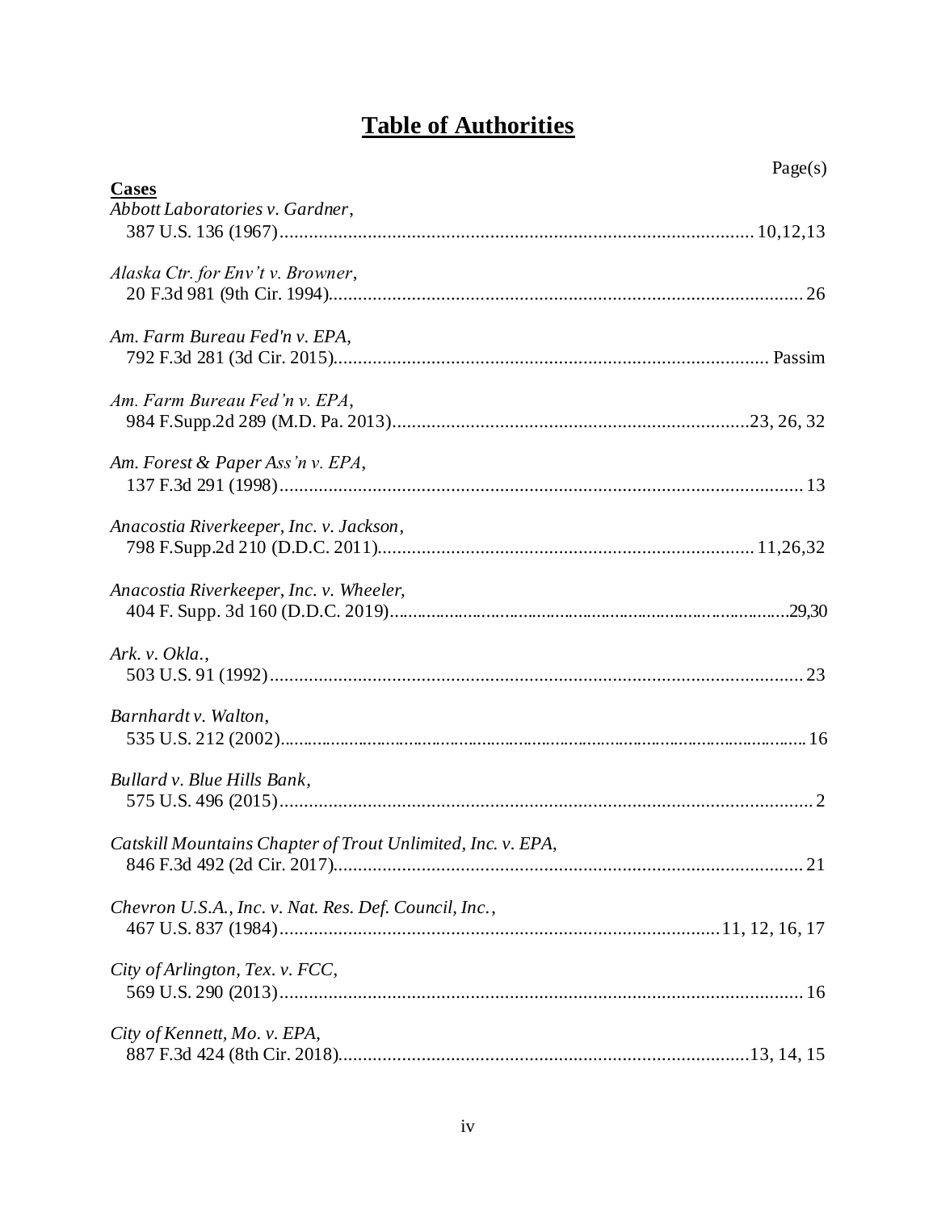# Table of Authorities

Page(s)

**Cases**

*Abbott Laboratories v. Gardner*,
387 U.S. 136 (1967) ........................................ 10,12,13

*Alaska Ctr. for Env't v. Browner*,
20 F.3d 981 (9th Cir. 1994) ........................................ 26

*Am. Farm Bureau Fed'n v. EPA*,
792 F.3d 281 (3d Cir. 2015) ........................................ Passim

*Am. Farm Bureau Fed'n v. EPA*,
984 F.Supp.2d 289 (M.D. Pa. 2013) ........................................ 23, 26, 32

*Am. Forest & Paper Ass'n v. EPA*,
137 F.3d 291 (1998) ........................................ 13

*Anacostia Riverkeeper, Inc. v. Jackson*,
798 F.Supp.2d 210 (D.D.C. 2011) ........................................ 11,26,32

*Anacostia Riverkeeper, Inc. v. Wheeler,*
404 F. Supp. 3d 160 (D.D.C. 2019) ........................................ 29,30

*Ark. v. Okla.*,
503 U.S. 91 (1992) ........................................ 23

*Barnhardt v. Walton*,
535 U.S. 212 (2002) ........................................ 16

*Bullard v. Blue Hills Bank*,
575 U.S. 496 (2015) ........................................ 2

*Catskill Mountains Chapter of Trout Unlimited, Inc. v. EPA,*
846 F.3d 492 (2d Cir. 2017) ........................................ 21

*Chevron U.S.A., Inc. v. Nat. Res. Def. Council, Inc.*,
467 U.S. 837 (1984) ........................................ 11, 12, 16, 17

*City of Arlington, Tex. v. FCC,*
569 U.S. 290 (2013) ........................................ 16

*City of Kennett, Mo. v. EPA,*
887 F.3d 424 (8th Cir. 2018) ........................................ 13, 14, 15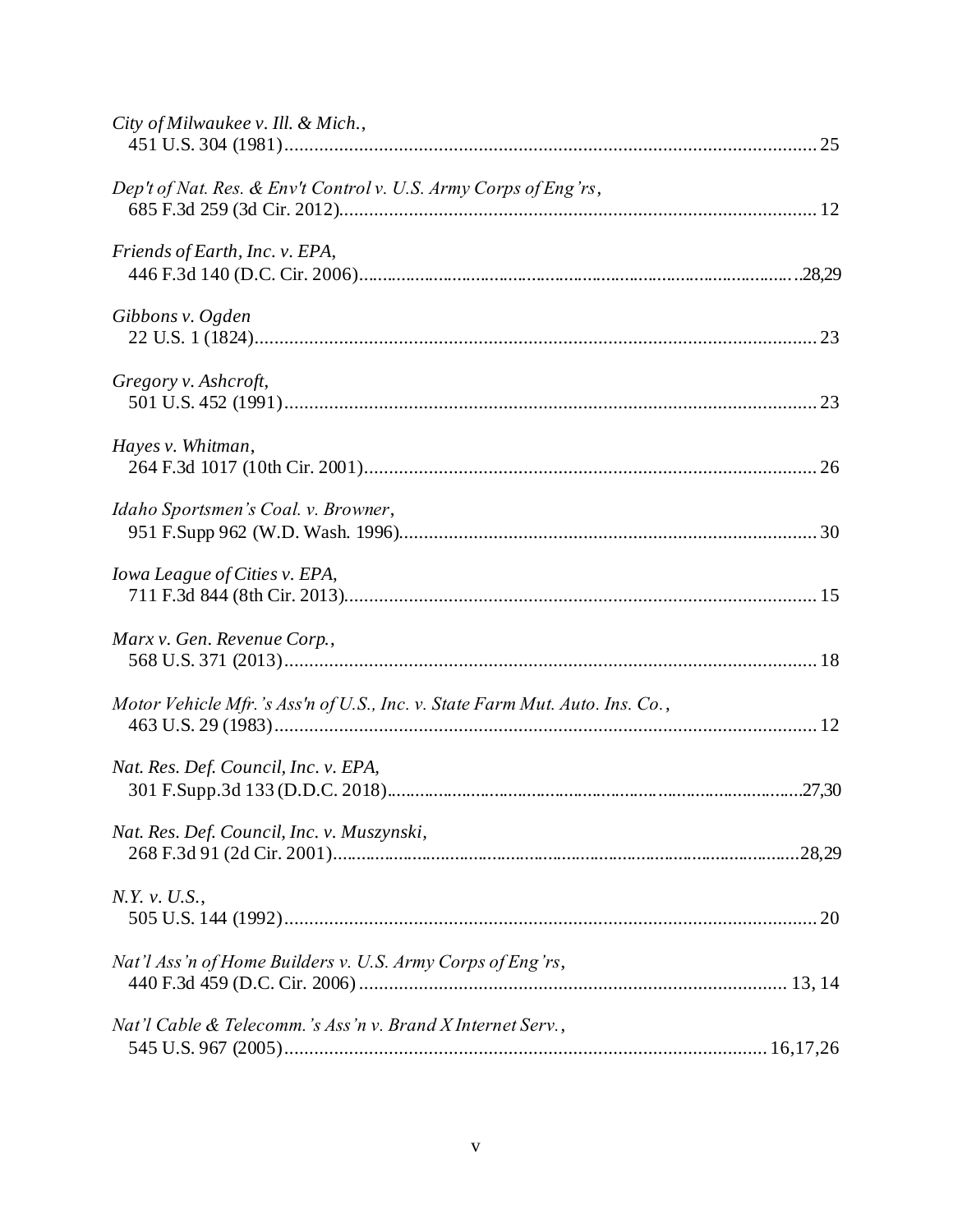*City of Milwaukee v. Ill. & Mich.*,
451 U.S. 304 (1981)........................................................................................................... 25

*Dep't of Nat. Res. & Env't Control v. U.S. Army Corps of Eng'rs*,
685 F.3d 259 (3d Cir. 2012)................................................................................................ 12

*Friends of Earth, Inc. v. EPA*,
446 F.3d 140 (D.C. Cir. 2006).............................................................................................28,29

*Gibbons v. Ogden*
22 U.S. 1 (1824)................................................................................................................. 23

*Gregory v. Ashcroft*,
501 U.S. 452 (1991)........................................................................................................... 23

*Hayes v. Whitman*,
264 F.3d 1017 (10th Cir. 2001)........................................................................................... 26

*Idaho Sportsmen's Coal. v. Browner*,
951 F.Supp 962 (W.D. Wash. 1996)................................................................................... 30

*Iowa League of Cities v. EPA*,
711 F.3d 844 (8th Cir. 2013).............................................................................................. 15

*Marx v. Gen. Revenue Corp.*,
568 U.S. 371 (2013)........................................................................................................... 18

*Motor Vehicle Mfr.'s Ass'n of U.S., Inc. v. State Farm Mut. Auto. Ins. Co.*,
463 U.S. 29 (1983)............................................................................................................. 12

*Nat. Res. Def. Council, Inc. v. EPA*,
301 F.Supp.3d 133 (D.D.C. 2018).......................................................................................27,30

*Nat. Res. Def. Council, Inc. v. Muszynski*,
268 F.3d 91 (2d Cir. 2001).................................................................................................28,29

*N.Y. v. U.S.*,
505 U.S. 144 (1992)........................................................................................................... 20

*Nat'l Ass'n of Home Builders v. U.S. Army Corps of Eng'rs*,
440 F.3d 459 (D.C. Cir. 2006) ..................................................................................... 13, 14

*Nat'l Cable & Telecomm.'s Ass'n v. Brand X Internet Serv.*,
545 U.S. 967 (2005)................................................................................................ 16,17,26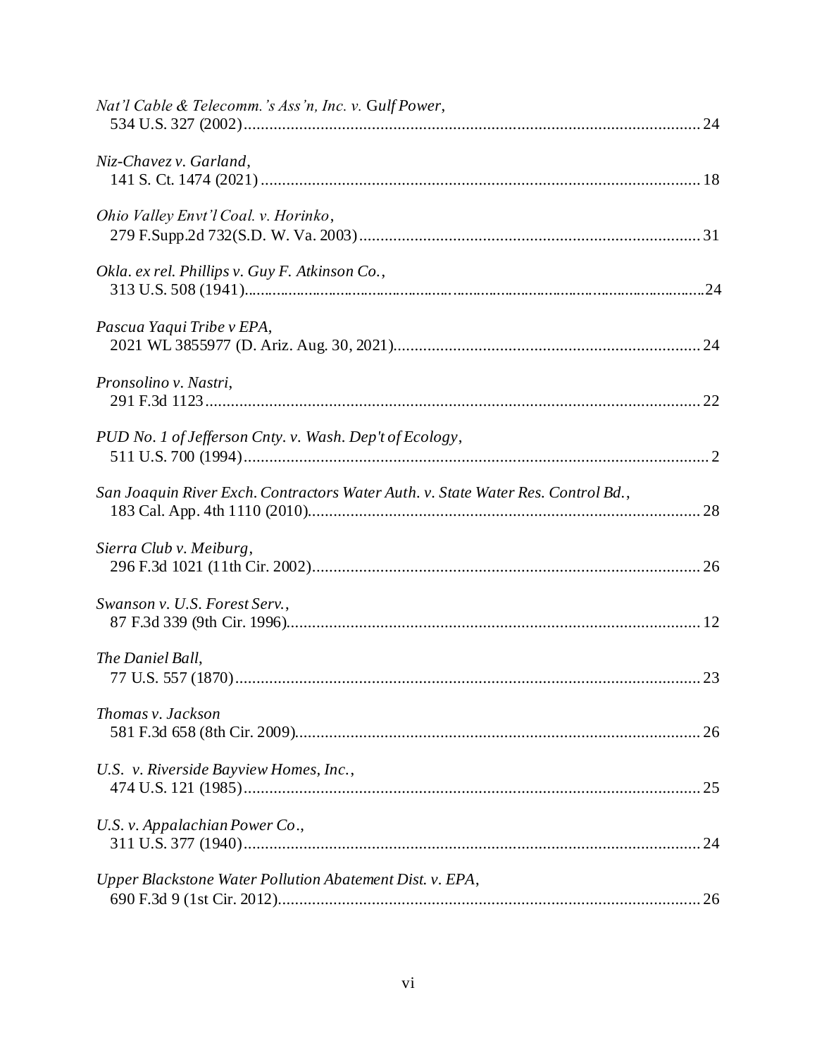*Nat'l Cable & Telecomm.'s Ass'n, Inc. v.* Gulf Power,
534 U.S. 327 (2002) .......................................................................................................... 24

*Niz-Chavez v. Garland*,
141 S. Ct. 1474 (2021) ...................................................................................................... 18

*Ohio Valley Envt'l Coal. v. Horinko*,
279 F.Supp.2d 732(S.D. W. Va. 2003) ............................................................................... 31

*Okla. ex rel. Phillips v. Guy F. Atkinson Co.*,
313 U.S. 508 (1941)............................................................................................................24

*Pascua Yaqui Tribe v EPA*,
2021 WL 3855977 (D. Ariz. Aug. 30, 2021)...................................................................... 24

*Pronsolino v. Nastri*,
291 F.3d 1123 .................................................................................................................... 22

*PUD No. 1 of Jefferson Cnty. v. Wash. Dep't of Ecology*,
511 U.S. 700 (1994) ............................................................................................................ 2

*San Joaquin River Exch. Contractors Water Auth. v. State Water Res. Control Bd.*,
183 Cal. App. 4th 1110 (2010)........................................................................................... 28

*Sierra Club v. Meiburg*,
296 F.3d 1021 (11th Cir. 2002).......................................................................................... 26

*Swanson v. U.S. Forest Serv.*,
87 F.3d 339 (9th Cir. 1996)................................................................................................ 12

*The Daniel Ball*,
77 U.S. 557 (1870) ............................................................................................................ 23

*Thomas v. Jackson*
581 F.3d 658 (8th Cir. 2009).............................................................................................. 26

*U.S. v. Riverside Bayview Homes, Inc.*,
474 U.S. 121 (1985) .......................................................................................................... 25

*U.S. v. Appalachian Power Co.*,
311 U.S. 377 (1940) .......................................................................................................... 24

*Upper Blackstone Water Pollution Abatement Dist. v. EPA*,
690 F.3d 9 (1st Cir. 2012).................................................................................................. 26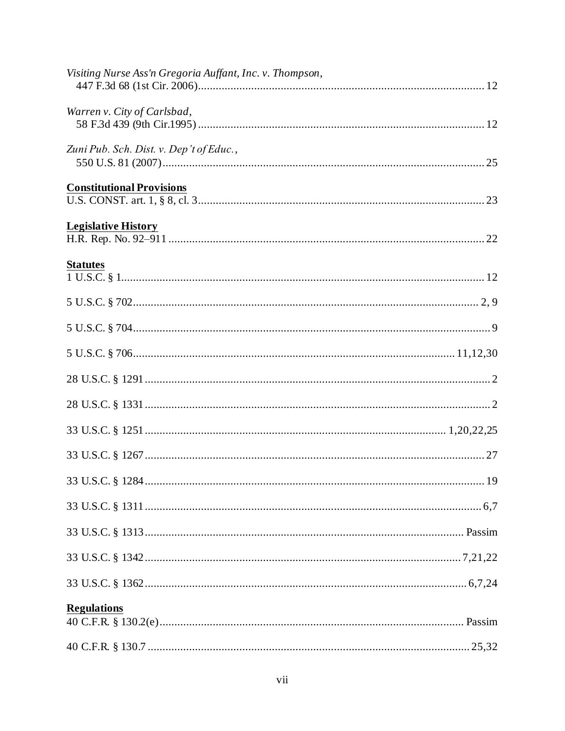*Visiting Nurse Ass'n Gregoria Auffant, Inc. v. Thompson*,
447 F.3d 68 (1st Cir. 2006)........................................................................................ 12

*Warren v. City of Carlsbad*,
58 F.3d 439 (9th Cir.1995) ........................................................................................ 12

*Zuni Pub. Sch. Dist. v. Dep't of Educ.*,
550 U.S. 81 (2007).................................................................................................... 25

**Constitutional Provisions**

U.S. CONST. art. 1, § 8, cl. 3....................................................................................... 23

**Legislative History**

H.R. Rep. No. 92–911 ................................................................................................ 22

**Statutes**

1 U.S.C. § 1................................................................................................................. 12

5 U.S.C. § 702.............................................................................................................. 2, 9

5 U.S.C. § 704.............................................................................................................. 9

5 U.S.C. § 706.............................................................................................................. 11,12,30

28 U.S.C. § 1291.......................................................................................................... 2

28 U.S.C. § 1331.......................................................................................................... 2

33 U.S.C. § 1251.......................................................................................................... 1,20,22,25

33 U.S.C. § 1267.......................................................................................................... 27

33 U.S.C. § 1284.......................................................................................................... 19

33 U.S.C. § 1311.......................................................................................................... 6,7

33 U.S.C. § 1313.......................................................................................................... Passim

33 U.S.C. § 1342.......................................................................................................... 7,21,22

33 U.S.C. § 1362.......................................................................................................... 6,7,24

**Regulations**

40 C.F.R. § 130.2(e)..................................................................................................... Passim

40 C.F.R. § 130.7 ......................................................................................................... 25,32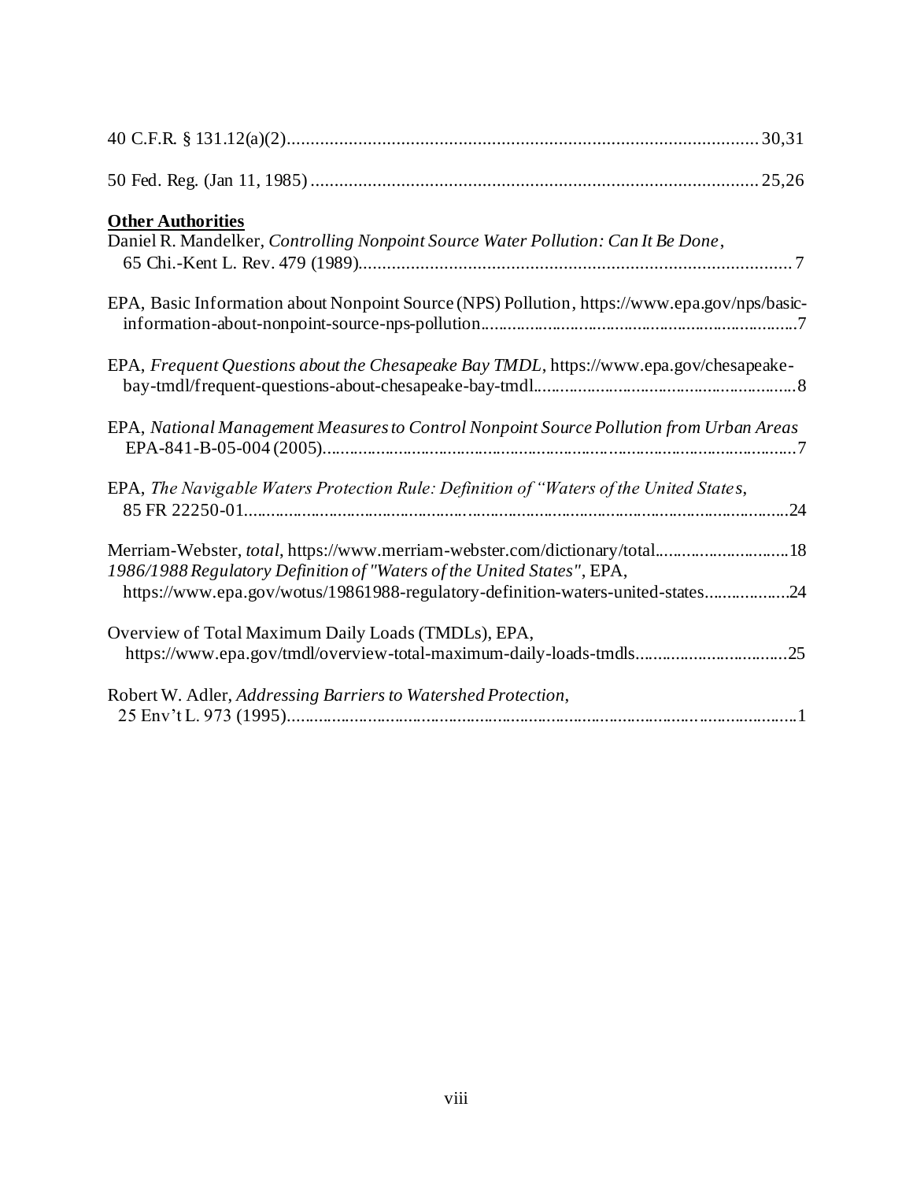40 C.F.R. § 131.12(a)(2)..................................................................................................30,31

50 Fed. Reg. (Jan 11, 1985)..............................................................................................25,26

**Other Authorities**

Daniel R. Mandelker, *Controlling Nonpoint Source Water Pollution: Can It Be Done*, 65 Chi.-Kent L. Rev. 479 (1989)............................................................................................7

EPA, Basic Information about Nonpoint Source (NPS) Pollution, https://www.epa.gov/nps/basic-information-about-nonpoint-source-nps-pollution.....................................................................7

EPA, *Frequent Questions about the Chesapeake Bay TMDL*, https://www.epa.gov/chesapeake-bay-tmdl/frequent-questions-about-chesapeake-bay-tmdl..........................................................8

EPA, *National Management Measures to Control Nonpoint Source Pollution from Urban Areas* EPA-841-B-05-004 (2005)..........................................................................................................7

EPA, *The Navigable Waters Protection Rule: Definition of "Waters of the United States*, 85 FR 22250-01..........................................................................................................................24

Merriam-Webster, *total*, https://www.merriam-webster.com/dictionary/total..............................18

*1986/1988 Regulatory Definition of "Waters of the United States"*, EPA, https://www.epa.gov/wotus/19861988-regulatory-definition-waters-united-states...................24

Overview of Total Maximum Daily Loads (TMDLs), EPA, https://www.epa.gov/tmdl/overview-total-maximum-daily-loads-tmdls...................................25

Robert W. Adler, *Addressing Barriers to Watershed Protection*, 25 Env't L. 973 (1995)...............................................................................................................1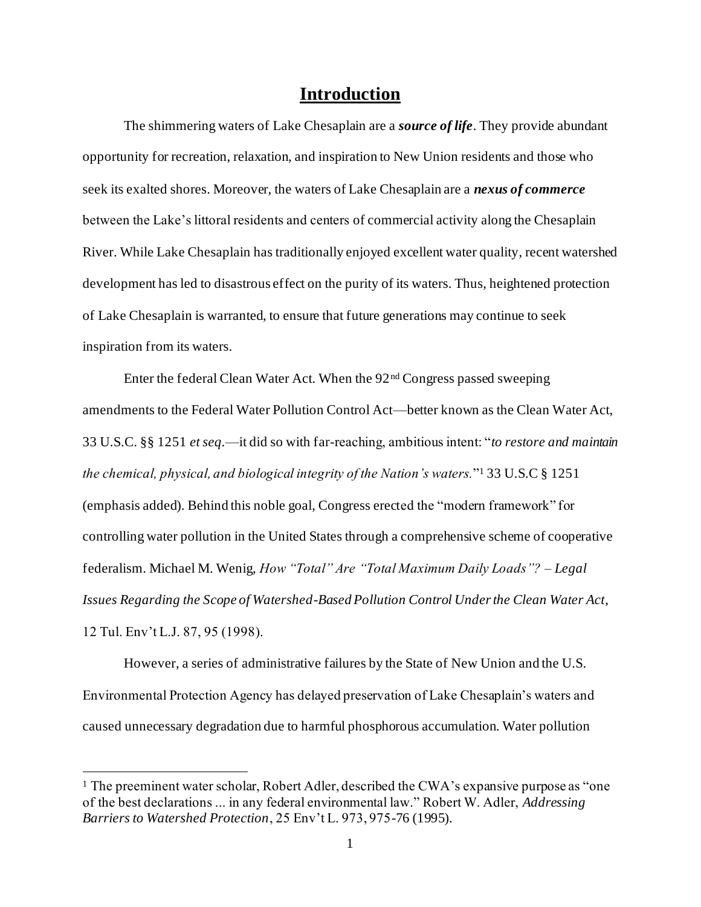# Introduction

The shimmering waters of Lake Chesaplain are a ***source of life***. They provide abundant opportunity for recreation, relaxation, and inspiration to New Union residents and those who seek its exalted shores. Moreover, the waters of Lake Chesaplain are a ***nexus of commerce*** between the Lake's littoral residents and centers of commercial activity along the Chesaplain River. While Lake Chesaplain has traditionally enjoyed excellent water quality, recent watershed development has led to disastrous effect on the purity of its waters. Thus, heightened protection of Lake Chesaplain is warranted, to ensure that future generations may continue to seek inspiration from its waters.

Enter the federal Clean Water Act. When the 92nd Congress passed sweeping amendments to the Federal Water Pollution Control Act—better known as the Clean Water Act, 33 U.S.C. §§ 1251 *et seq.*—it did so with far-reaching, ambitious intent: "*to restore and maintain the chemical, physical, and biological integrity of the Nation's waters.*"[1] 33 U.S.C § 1251 (emphasis added). Behind this noble goal, Congress erected the "modern framework" for controlling water pollution in the United States through a comprehensive scheme of cooperative federalism. Michael M. Wenig, *How "Total" Are "Total Maximum Daily Loads"? – Legal Issues Regarding the Scope of Watershed-Based Pollution Control Under the Clean Water Act*, 12 Tul. Env't L.J. 87, 95 (1998).

However, a series of administrative failures by the State of New Union and the U.S. Environmental Protection Agency has delayed preservation of Lake Chesaplain's waters and caused unnecessary degradation due to harmful phosphorous accumulation. Water pollution

---

[1] The preeminent water scholar, Robert Adler, described the CWA's expansive purpose as "one of the best declarations ... in any federal environmental law." Robert W. Adler, *Addressing Barriers to Watershed Protection*, 25 Env't L. 973, 975-76 (1995).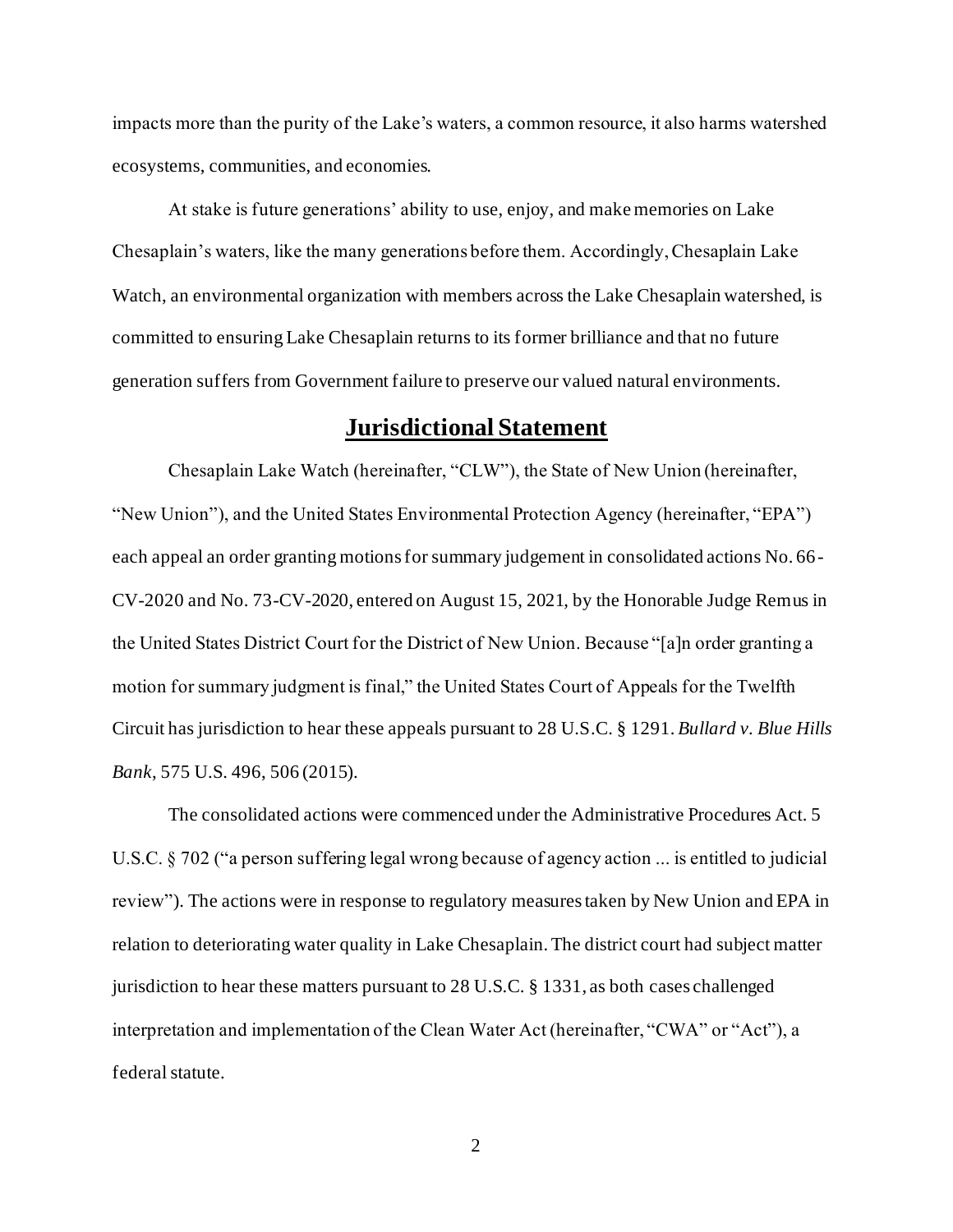impacts more than the purity of the Lake's waters, a common resource, it also harms watershed ecosystems, communities, and economies.

At stake is future generations' ability to use, enjoy, and make memories on Lake Chesaplain's waters, like the many generations before them. Accordingly, Chesaplain Lake Watch, an environmental organization with members across the Lake Chesaplain watershed, is committed to ensuring Lake Chesaplain returns to its former brilliance and that no future generation suffers from Government failure to preserve our valued natural environments.

## Jurisdictional Statement

Chesaplain Lake Watch (hereinafter, "CLW"), the State of New Union (hereinafter, "New Union"), and the United States Environmental Protection Agency (hereinafter, "EPA") each appeal an order granting motions for summary judgement in consolidated actions No. 66-CV-2020 and No. 73-CV-2020, entered on August 15, 2021, by the Honorable Judge Remus in the United States District Court for the District of New Union. Because "[a]n order granting a motion for summary judgment is final," the United States Court of Appeals for the Twelfth Circuit has jurisdiction to hear these appeals pursuant to 28 U.S.C. § 1291. *Bullard v. Blue Hills Bank*, 575 U.S. 496, 506 (2015).

The consolidated actions were commenced under the Administrative Procedures Act. 5 U.S.C. § 702 ("a person suffering legal wrong because of agency action ... is entitled to judicial review"). The actions were in response to regulatory measures taken by New Union and EPA in relation to deteriorating water quality in Lake Chesaplain. The district court had subject matter jurisdiction to hear these matters pursuant to 28 U.S.C. § 1331, as both cases challenged interpretation and implementation of the Clean Water Act (hereinafter, "CWA" or "Act"), a federal statute.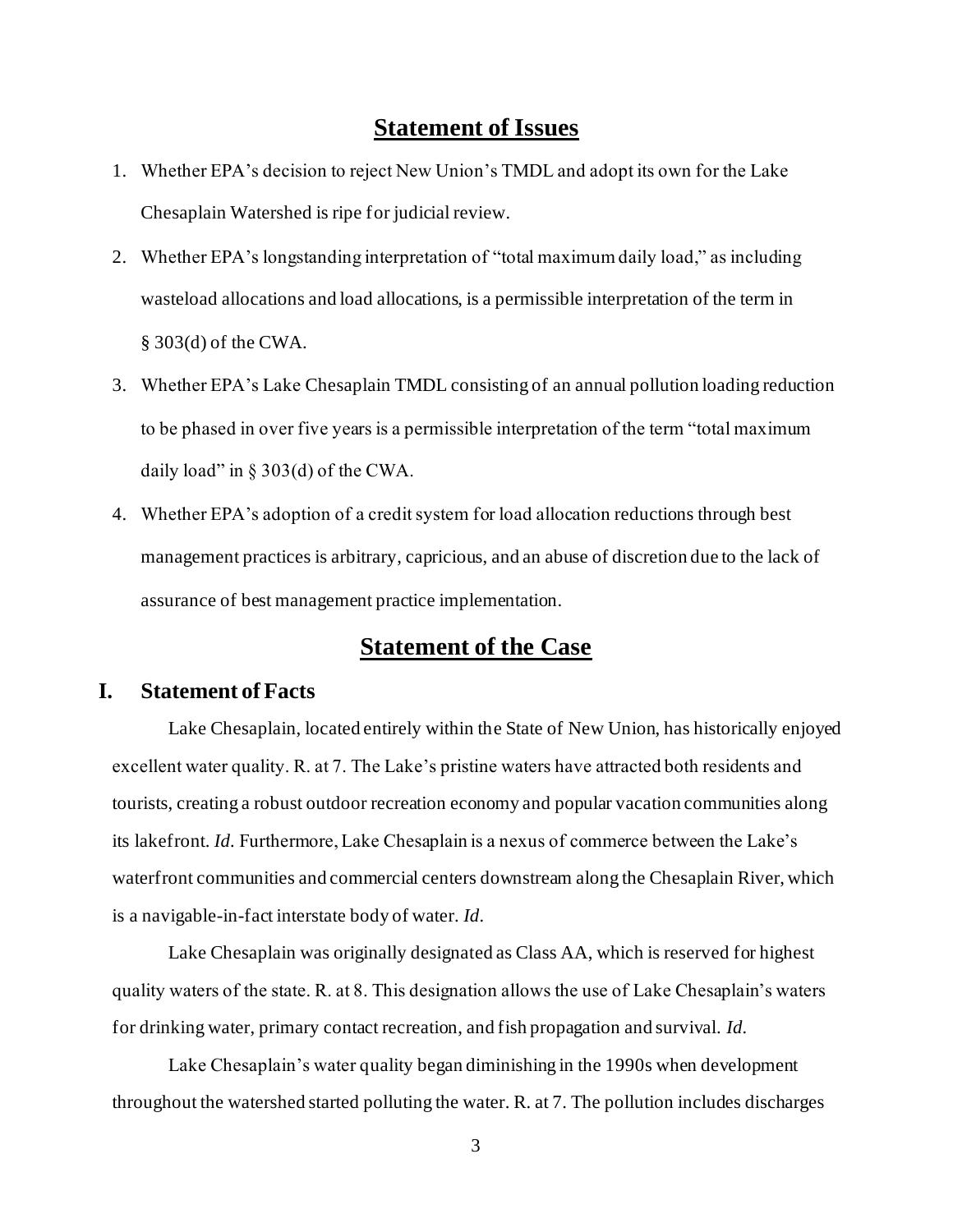## Statement of Issues

1. Whether EPA's decision to reject New Union's TMDL and adopt its own for the Lake Chesaplain Watershed is ripe for judicial review.
2. Whether EPA's longstanding interpretation of "total maximum daily load," as including wasteload allocations and load allocations, is a permissible interpretation of the term in § 303(d) of the CWA.
3. Whether EPA's Lake Chesaplain TMDL consisting of an annual pollution loading reduction to be phased in over five years is a permissible interpretation of the term "total maximum daily load" in § 303(d) of the CWA.
4. Whether EPA's adoption of a credit system for load allocation reductions through best management practices is arbitrary, capricious, and an abuse of discretion due to the lack of assurance of best management practice implementation.

## Statement of the Case

### I. Statement of Facts

Lake Chesaplain, located entirely within the State of New Union, has historically enjoyed excellent water quality. R. at 7. The Lake's pristine waters have attracted both residents and tourists, creating a robust outdoor recreation economy and popular vacation communities along its lakefront. *Id.* Furthermore, Lake Chesaplain is a nexus of commerce between the Lake's waterfront communities and commercial centers downstream along the Chesaplain River, which is a navigable-in-fact interstate body of water. *Id.*

Lake Chesaplain was originally designated as Class AA, which is reserved for highest quality waters of the state. R. at 8. This designation allows the use of Lake Chesaplain's waters for drinking water, primary contact recreation, and fish propagation and survival. *Id.*

Lake Chesaplain's water quality began diminishing in the 1990s when development throughout the watershed started polluting the water. R. at 7. The pollution includes discharges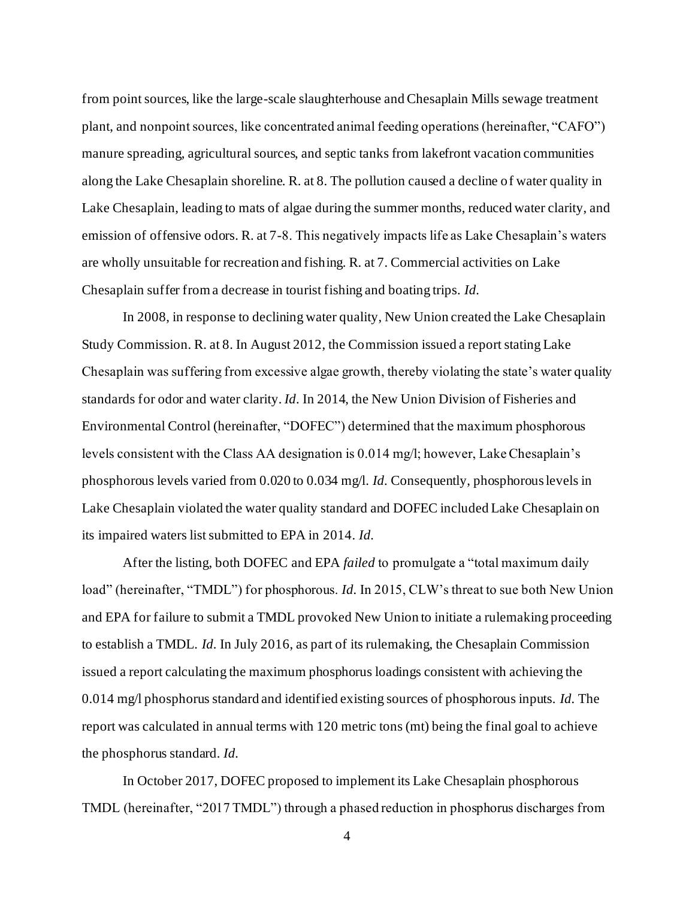from point sources, like the large-scale slaughterhouse and Chesaplain Mills sewage treatment plant, and nonpoint sources, like concentrated animal feeding operations (hereinafter, "CAFO") manure spreading, agricultural sources, and septic tanks from lakefront vacation communities along the Lake Chesaplain shoreline. R. at 8. The pollution caused a decline of water quality in Lake Chesaplain, leading to mats of algae during the summer months, reduced water clarity, and emission of offensive odors. R. at 7-8. This negatively impacts life as Lake Chesaplain's waters are wholly unsuitable for recreation and fishing. R. at 7. Commercial activities on Lake Chesaplain suffer from a decrease in tourist fishing and boating trips. *Id.*

In 2008, in response to declining water quality, New Union created the Lake Chesaplain Study Commission. R. at 8. In August 2012, the Commission issued a report stating Lake Chesaplain was suffering from excessive algae growth, thereby violating the state's water quality standards for odor and water clarity. *Id.* In 2014, the New Union Division of Fisheries and Environmental Control (hereinafter, "DOFEC") determined that the maximum phosphorous levels consistent with the Class AA designation is 0.014 mg/l; however, Lake Chesaplain's phosphorous levels varied from 0.020 to 0.034 mg/l. *Id.* Consequently, phosphorous levels in Lake Chesaplain violated the water quality standard and DOFEC included Lake Chesaplain on its impaired waters list submitted to EPA in 2014. *Id.*

After the listing, both DOFEC and EPA *failed* to promulgate a "total maximum daily load" (hereinafter, "TMDL") for phosphorous. *Id.* In 2015, CLW's threat to sue both New Union and EPA for failure to submit a TMDL provoked New Union to initiate a rulemaking proceeding to establish a TMDL. *Id.* In July 2016, as part of its rulemaking, the Chesaplain Commission issued a report calculating the maximum phosphorus loadings consistent with achieving the 0.014 mg/l phosphorus standard and identified existing sources of phosphorous inputs. *Id.* The report was calculated in annual terms with 120 metric tons (mt) being the final goal to achieve the phosphorus standard. *Id.*

In October 2017, DOFEC proposed to implement its Lake Chesaplain phosphorous TMDL (hereinafter, "2017 TMDL") through a phased reduction in phosphorus discharges from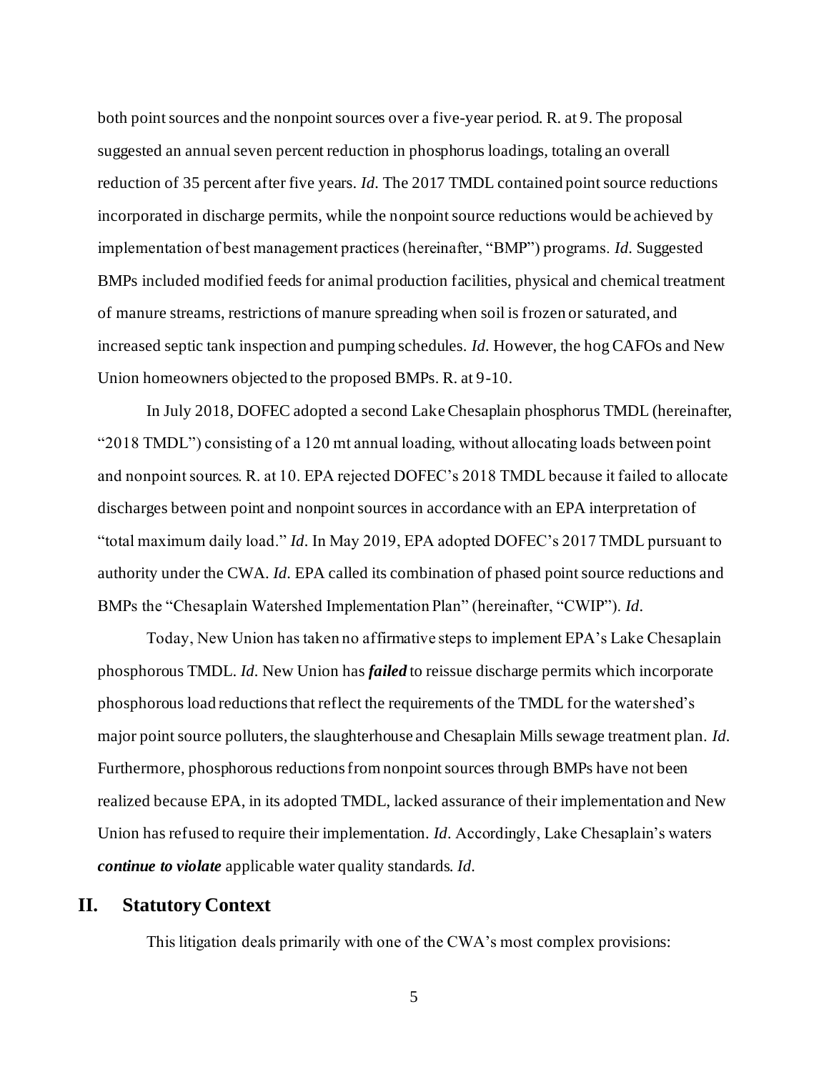both point sources and the nonpoint sources over a five-year period. R. at 9. The proposal suggested an annual seven percent reduction in phosphorus loadings, totaling an overall reduction of 35 percent after five years. *Id.* The 2017 TMDL contained point source reductions incorporated in discharge permits, while the nonpoint source reductions would be achieved by implementation of best management practices (hereinafter, "BMP") programs. *Id.* Suggested BMPs included modified feeds for animal production facilities, physical and chemical treatment of manure streams, restrictions of manure spreading when soil is frozen or saturated, and increased septic tank inspection and pumping schedules. *Id.* However, the hog CAFOs and New Union homeowners objected to the proposed BMPs. R. at 9-10.

In July 2018, DOFEC adopted a second Lake Chesaplain phosphorus TMDL (hereinafter, "2018 TMDL") consisting of a 120 mt annual loading, without allocating loads between point and nonpoint sources. R. at 10. EPA rejected DOFEC's 2018 TMDL because it failed to allocate discharges between point and nonpoint sources in accordance with an EPA interpretation of "total maximum daily load." *Id.* In May 2019, EPA adopted DOFEC's 2017 TMDL pursuant to authority under the CWA. *Id.* EPA called its combination of phased point source reductions and BMPs the "Chesaplain Watershed Implementation Plan" (hereinafter, "CWIP"). *Id.*

Today, New Union has taken no affirmative steps to implement EPA's Lake Chesaplain phosphorous TMDL. *Id.* New Union has ***failed*** to reissue discharge permits which incorporate phosphorous load reductions that reflect the requirements of the TMDL for the watershed's major point source polluters, the slaughterhouse and Chesaplain Mills sewage treatment plan. *Id.* Furthermore, phosphorous reductions from nonpoint sources through BMPs have not been realized because EPA, in its adopted TMDL, lacked assurance of their implementation and New Union has refused to require their implementation. *Id.* Accordingly, Lake Chesaplain's waters ***continue to violate*** applicable water quality standards. *Id.*

## II. Statutory Context

This litigation deals primarily with one of the CWA's most complex provisions: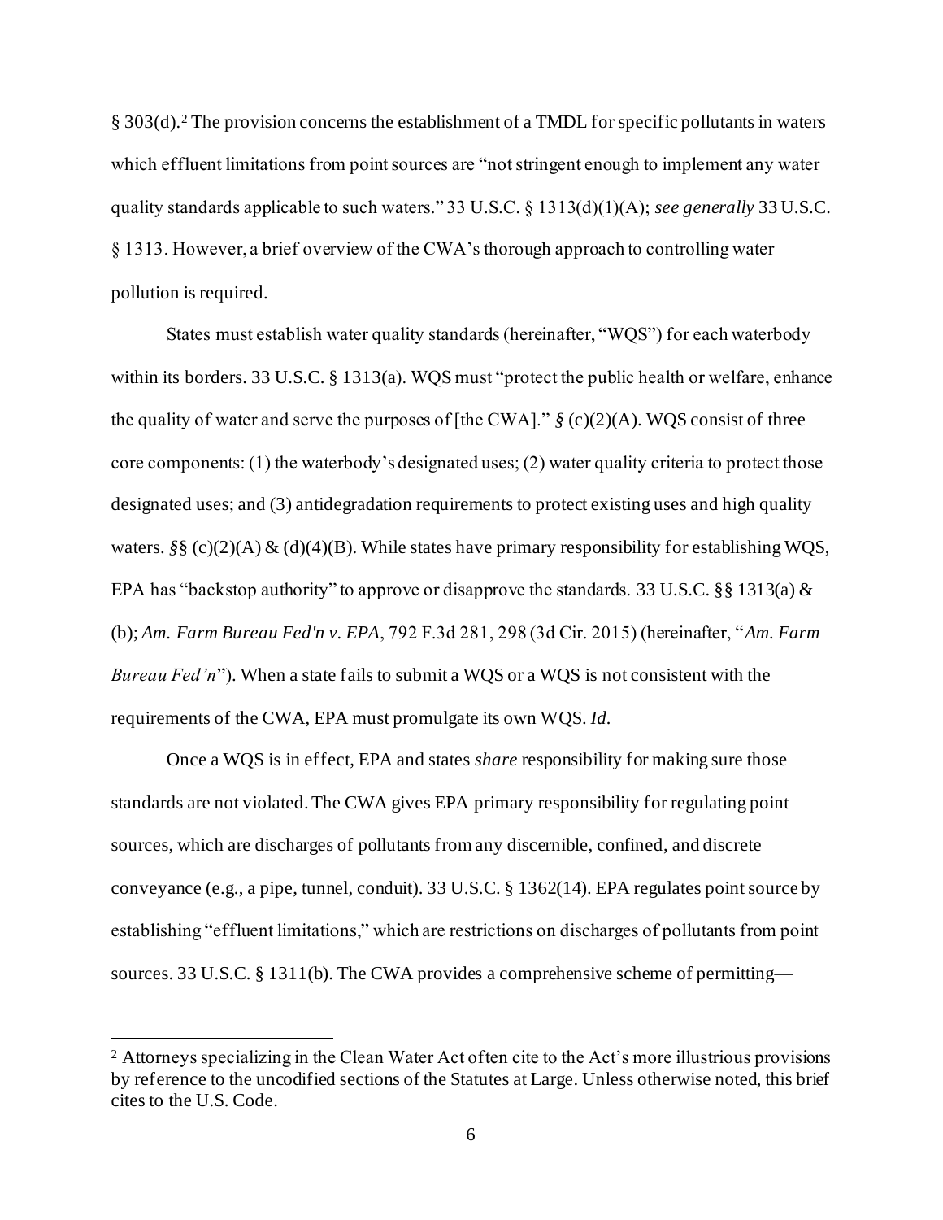§ 303(d).[2] The provision concerns the establishment of a TMDL for specific pollutants in waters which effluent limitations from point sources are "not stringent enough to implement any water quality standards applicable to such waters." 33 U.S.C. § 1313(d)(1)(A); *see generally* 33 U.S.C. § 1313. However, a brief overview of the CWA's thorough approach to controlling water pollution is required.

States must establish water quality standards (hereinafter, "WQS") for each waterbody within its borders. 33 U.S.C. § 1313(a). WQS must "protect the public health or welfare, enhance the quality of water and serve the purposes of [the CWA]." *§* (c)(2)(A). WQS consist of three core components: (1) the waterbody's designated uses; (2) water quality criteria to protect those designated uses; and (3) antidegradation requirements to protect existing uses and high quality waters. *§§* (c)(2)(A) & (d)(4)(B). While states have primary responsibility for establishing WQS, EPA has "backstop authority" to approve or disapprove the standards. 33 U.S.C. §§ 1313(a) & (b); *Am. Farm Bureau Fed'n v. EPA*, 792 F.3d 281, 298 (3d Cir. 2015) (hereinafter, "*Am. Farm Bureau Fed'n*"). When a state fails to submit a WQS or a WQS is not consistent with the requirements of the CWA, EPA must promulgate its own WQS. *Id.*

Once a WQS is in effect, EPA and states *share* responsibility for making sure those standards are not violated. The CWA gives EPA primary responsibility for regulating point sources, which are discharges of pollutants from any discernible, confined, and discrete conveyance (e.g., a pipe, tunnel, conduit). 33 U.S.C. § 1362(14). EPA regulates point source by establishing "effluent limitations," which are restrictions on discharges of pollutants from point sources. 33 U.S.C. § 1311(b). The CWA provides a comprehensive scheme of permitting—

[2] Attorneys specializing in the Clean Water Act often cite to the Act's more illustrious provisions by reference to the uncodified sections of the Statutes at Large. Unless otherwise noted, this brief cites to the U.S. Code.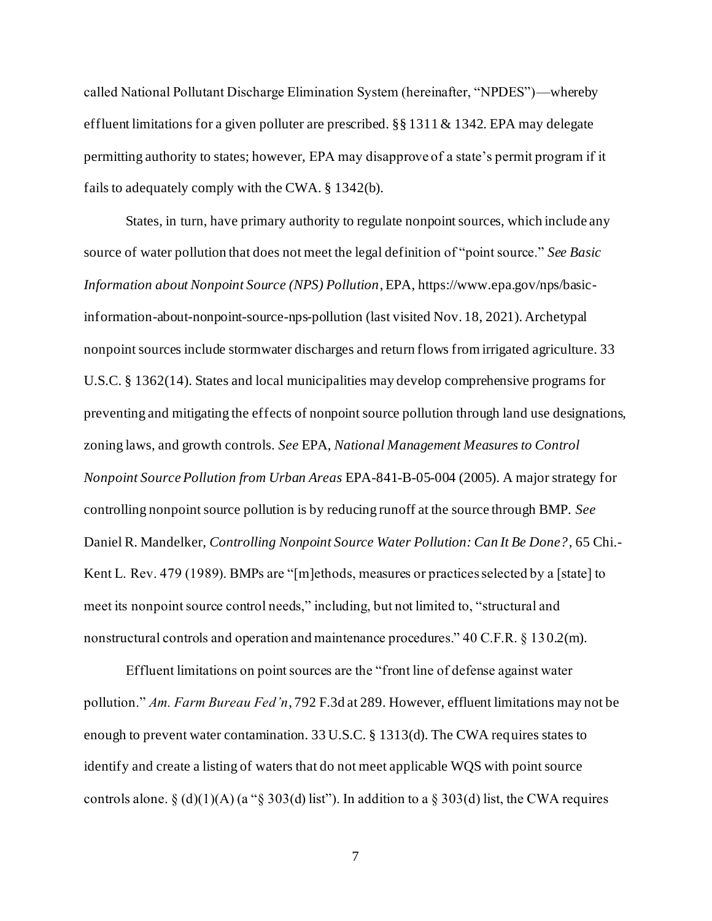called National Pollutant Discharge Elimination System (hereinafter, "NPDES")—whereby effluent limitations for a given polluter are prescribed. §§ 1311 & 1342. EPA may delegate permitting authority to states; however, EPA may disapprove of a state's permit program if it fails to adequately comply with the CWA. § 1342(b).

States, in turn, have primary authority to regulate nonpoint sources, which include any source of water pollution that does not meet the legal definition of "point source." *See Basic Information about Nonpoint Source (NPS) Pollution*, EPA, https://www.epa.gov/nps/basic-information-about-nonpoint-source-nps-pollution (last visited Nov. 18, 2021). Archetypal nonpoint sources include stormwater discharges and return flows from irrigated agriculture. 33 U.S.C. § 1362(14). States and local municipalities may develop comprehensive programs for preventing and mitigating the effects of nonpoint source pollution through land use designations, zoning laws, and growth controls. *See* EPA, *National Management Measures to Control Nonpoint Source Pollution from Urban Areas* EPA-841-B-05-004 (2005). A major strategy for controlling nonpoint source pollution is by reducing runoff at the source through BMP. *See* Daniel R. Mandelker, *Controlling Nonpoint Source Water Pollution: Can It Be Done?*, 65 Chi.-Kent L. Rev. 479 (1989). BMPs are "[m]ethods, measures or practices selected by a [state] to meet its nonpoint source control needs," including, but not limited to, "structural and nonstructural controls and operation and maintenance procedures." 40 C.F.R. § 130.2(m).

Effluent limitations on point sources are the "front line of defense against water pollution." *Am. Farm Bureau Fed'n*, 792 F.3d at 289. However, effluent limitations may not be enough to prevent water contamination. 33 U.S.C. § 1313(d). The CWA requires states to identify and create a listing of waters that do not meet applicable WQS with point source controls alone. § (d)(1)(A) (a "§ 303(d) list"). In addition to a § 303(d) list, the CWA requires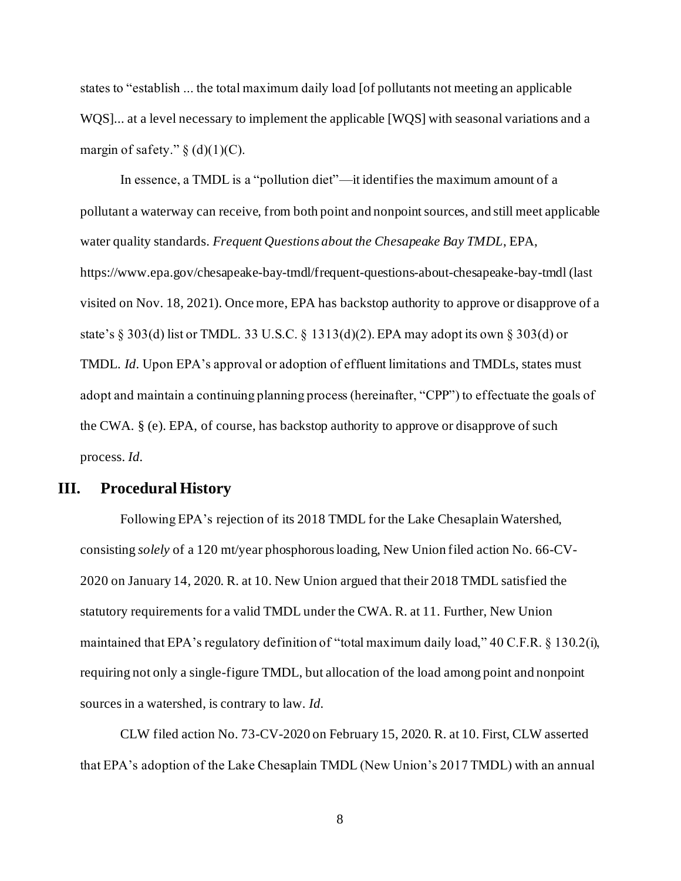states to "establish ... the total maximum daily load [of pollutants not meeting an applicable WQS]... at a level necessary to implement the applicable [WQS] with seasonal variations and a margin of safety." § (d)(1)(C).

In essence, a TMDL is a "pollution diet"—it identifies the maximum amount of a pollutant a waterway can receive, from both point and nonpoint sources, and still meet applicable water quality standards. *Frequent Questions about the Chesapeake Bay TMDL*, EPA, https://www.epa.gov/chesapeake-bay-tmdl/frequent-questions-about-chesapeake-bay-tmdl (last visited on Nov. 18, 2021). Once more, EPA has backstop authority to approve or disapprove of a state's § 303(d) list or TMDL. 33 U.S.C. § 1313(d)(2). EPA may adopt its own § 303(d) or TMDL. *Id*. Upon EPA's approval or adoption of effluent limitations and TMDLs, states must adopt and maintain a continuing planning process (hereinafter, "CPP") to effectuate the goals of the CWA. § (e). EPA, of course, has backstop authority to approve or disapprove of such process. *Id*.

## III. Procedural History

Following EPA's rejection of its 2018 TMDL for the Lake Chesaplain Watershed, consisting *solely* of a 120 mt/year phosphorous loading, New Union filed action No. 66-CV-2020 on January 14, 2020. R. at 10. New Union argued that their 2018 TMDL satisfied the statutory requirements for a valid TMDL under the CWA. R. at 11. Further, New Union maintained that EPA's regulatory definition of "total maximum daily load," 40 C.F.R. § 130.2(i), requiring not only a single-figure TMDL, but allocation of the load among point and nonpoint sources in a watershed, is contrary to law. *Id*.

CLW filed action No. 73-CV-2020 on February 15, 2020. R. at 10. First, CLW asserted that EPA's adoption of the Lake Chesaplain TMDL (New Union's 2017 TMDL) with an annual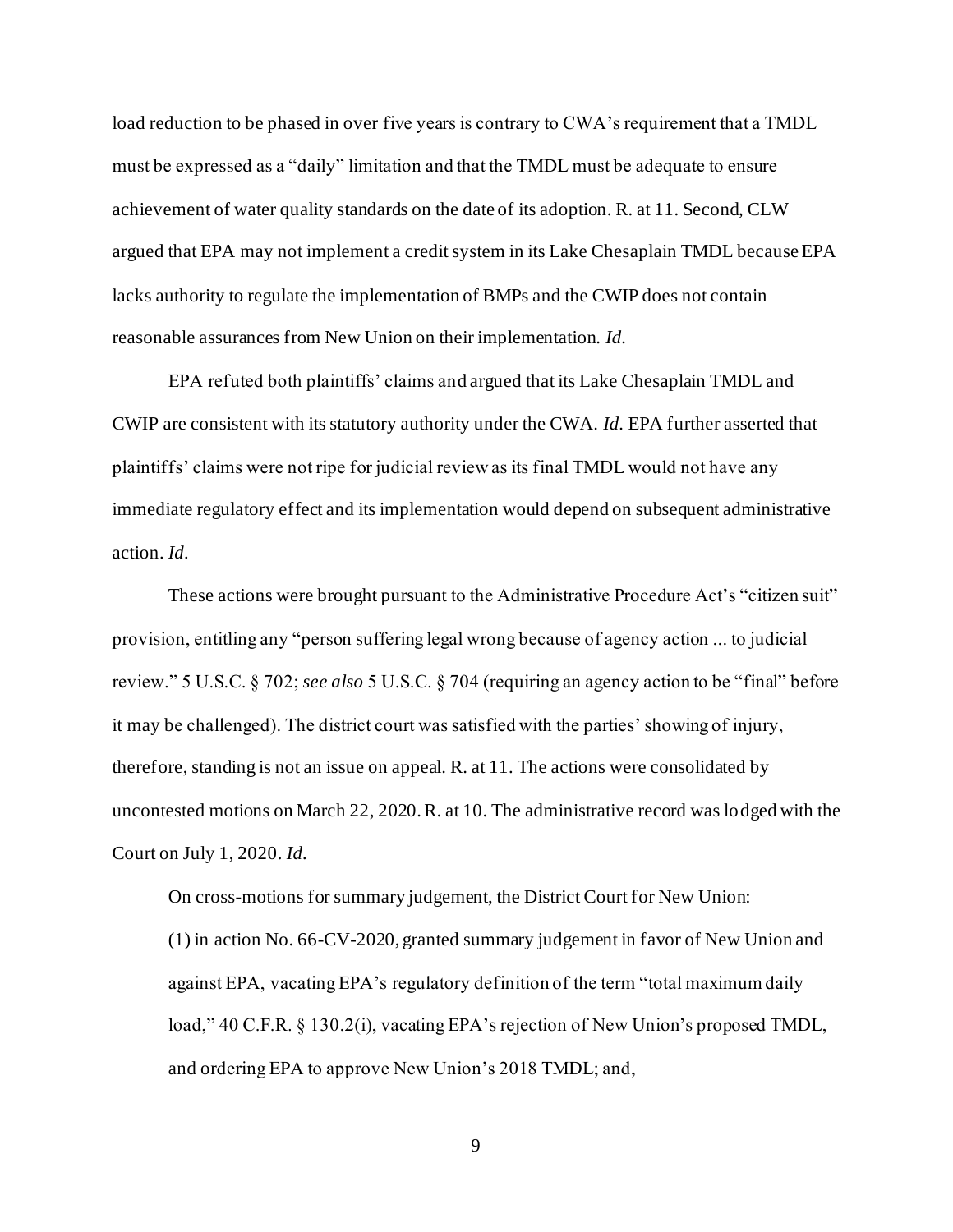load reduction to be phased in over five years is contrary to CWA's requirement that a TMDL must be expressed as a "daily" limitation and that the TMDL must be adequate to ensure achievement of water quality standards on the date of its adoption. R. at 11. Second, CLW argued that EPA may not implement a credit system in its Lake Chesaplain TMDL because EPA lacks authority to regulate the implementation of BMPs and the CWIP does not contain reasonable assurances from New Union on their implementation. *Id.*

EPA refuted both plaintiffs' claims and argued that its Lake Chesaplain TMDL and CWIP are consistent with its statutory authority under the CWA. *Id.* EPA further asserted that plaintiffs' claims were not ripe for judicial review as its final TMDL would not have any immediate regulatory effect and its implementation would depend on subsequent administrative action. *Id.*

These actions were brought pursuant to the Administrative Procedure Act's "citizen suit" provision, entitling any "person suffering legal wrong because of agency action ... to judicial review." 5 U.S.C. § 702; *see also* 5 U.S.C. § 704 (requiring an agency action to be "final" before it may be challenged). The district court was satisfied with the parties' showing of injury, therefore, standing is not an issue on appeal. R. at 11. The actions were consolidated by uncontested motions on March 22, 2020. R. at 10. The administrative record was lodged with the Court on July 1, 2020. *Id.*

On cross-motions for summary judgement, the District Court for New Union:

(1) in action No. 66-CV-2020, granted summary judgement in favor of New Union and against EPA, vacating EPA's regulatory definition of the term "total maximum daily load," 40 C.F.R. § 130.2(i), vacating EPA's rejection of New Union's proposed TMDL, and ordering EPA to approve New Union's 2018 TMDL; and,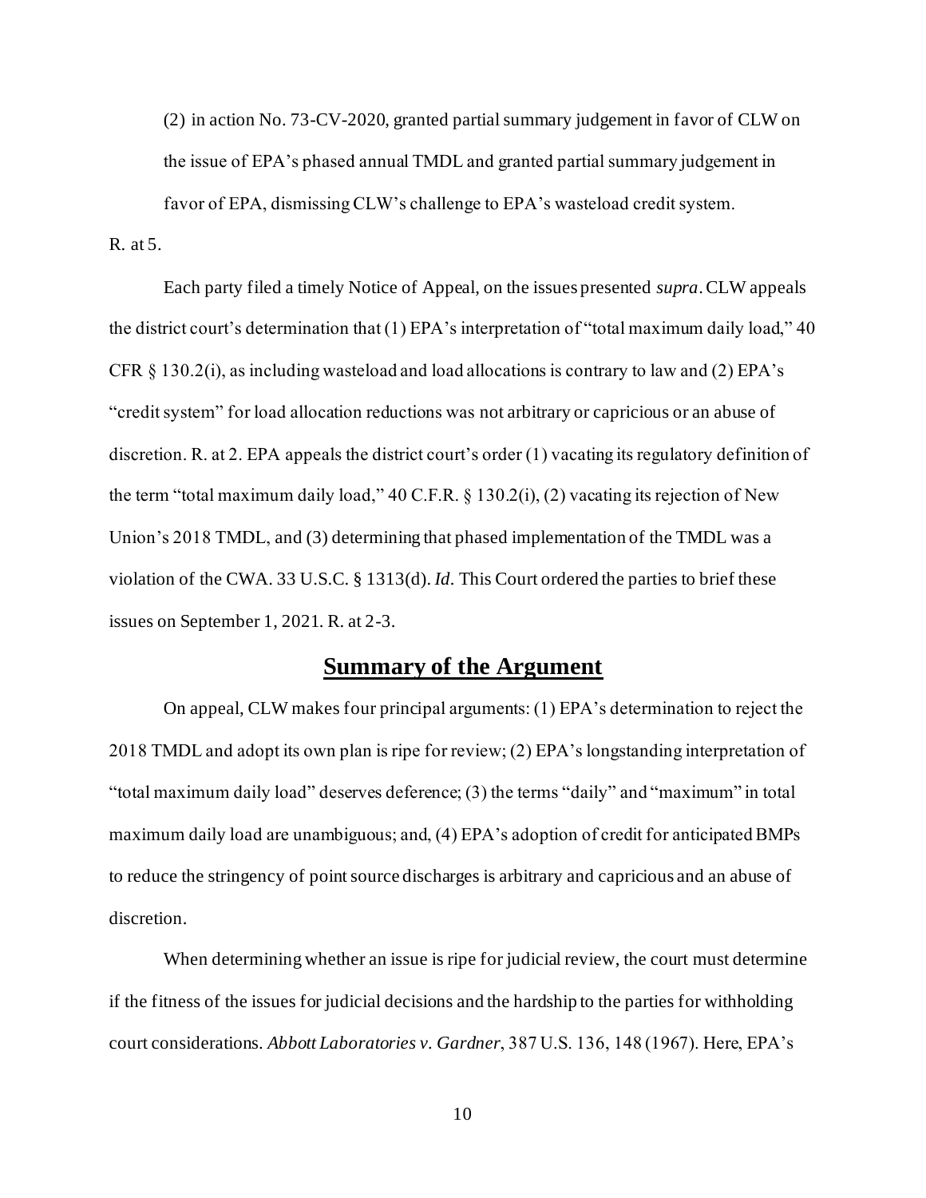(2) in action No. 73-CV-2020, granted partial summary judgement in favor of CLW on the issue of EPA's phased annual TMDL and granted partial summary judgement in favor of EPA, dismissing CLW's challenge to EPA's wasteload credit system.

R. at 5.

Each party filed a timely Notice of Appeal, on the issues presented *supra*. CLW appeals the district court's determination that (1) EPA's interpretation of "total maximum daily load," 40 CFR § 130.2(i), as including wasteload and load allocations is contrary to law and (2) EPA's "credit system" for load allocation reductions was not arbitrary or capricious or an abuse of discretion. R. at 2. EPA appeals the district court's order (1) vacating its regulatory definition of the term "total maximum daily load," 40 C.F.R. § 130.2(i), (2) vacating its rejection of New Union's 2018 TMDL, and (3) determining that phased implementation of the TMDL was a violation of the CWA. 33 U.S.C. § 1313(d). *Id.* This Court ordered the parties to brief these issues on September 1, 2021. R. at 2-3.

## Summary of the Argument

On appeal, CLW makes four principal arguments: (1) EPA's determination to reject the 2018 TMDL and adopt its own plan is ripe for review; (2) EPA's longstanding interpretation of "total maximum daily load" deserves deference; (3) the terms "daily" and "maximum" in total maximum daily load are unambiguous; and, (4) EPA's adoption of credit for anticipated BMPs to reduce the stringency of point source discharges is arbitrary and capricious and an abuse of discretion.

When determining whether an issue is ripe for judicial review, the court must determine if the fitness of the issues for judicial decisions and the hardship to the parties for withholding court considerations. *Abbott Laboratories v. Gardner*, 387 U.S. 136, 148 (1967). Here, EPA's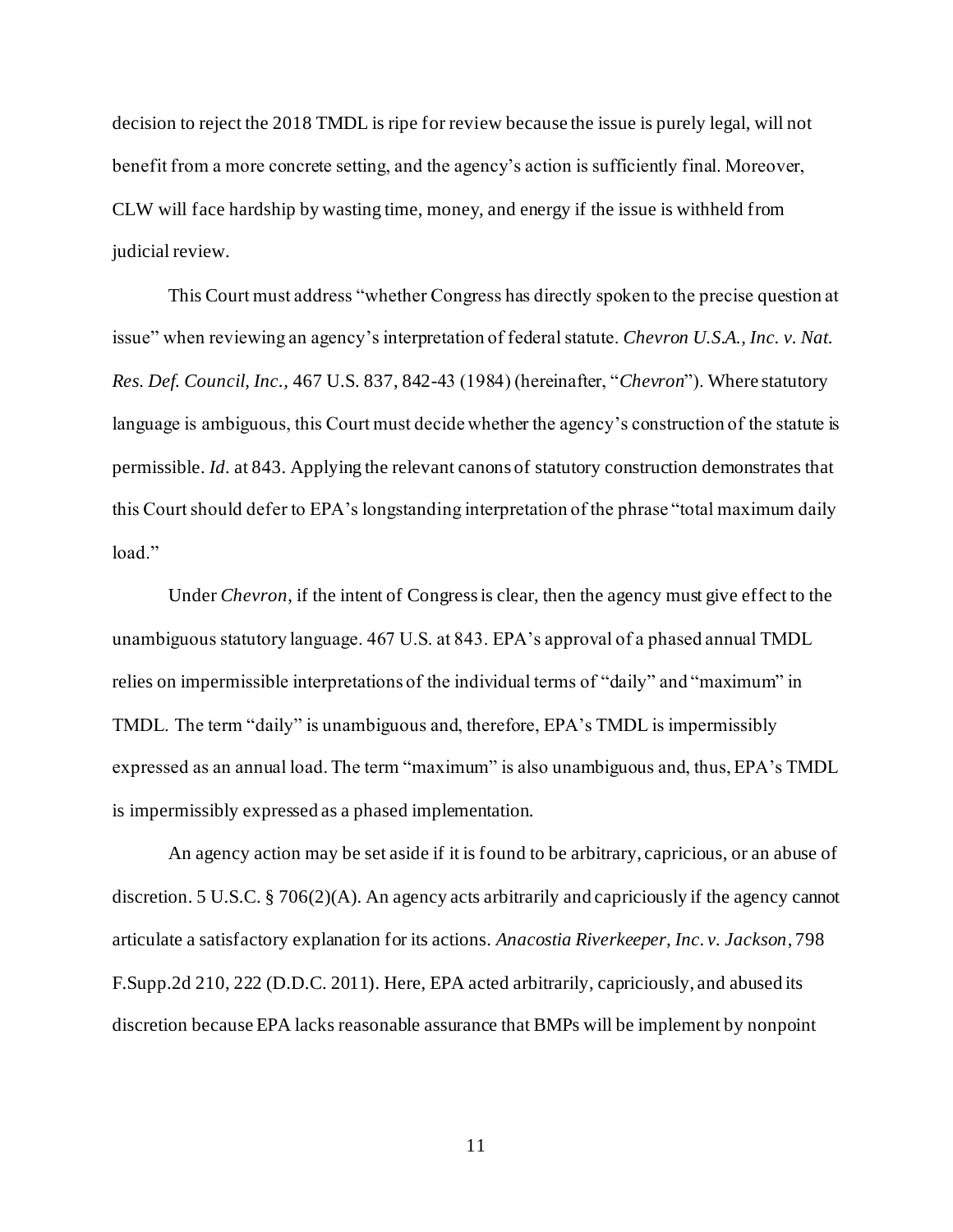decision to reject the 2018 TMDL is ripe for review because the issue is purely legal, will not benefit from a more concrete setting, and the agency's action is sufficiently final. Moreover, CLW will face hardship by wasting time, money, and energy if the issue is withheld from judicial review.

This Court must address "whether Congress has directly spoken to the precise question at issue" when reviewing an agency's interpretation of federal statute. *Chevron U.S.A., Inc. v. Nat. Res. Def. Council, Inc.*, 467 U.S. 837, 842-43 (1984) (hereinafter, "*Chevron*"). Where statutory language is ambiguous, this Court must decide whether the agency's construction of the statute is permissible. *Id.* at 843. Applying the relevant canons of statutory construction demonstrates that this Court should defer to EPA's longstanding interpretation of the phrase "total maximum daily load."

Under *Chevron*, if the intent of Congress is clear, then the agency must give effect to the unambiguous statutory language. 467 U.S. at 843. EPA's approval of a phased annual TMDL relies on impermissible interpretations of the individual terms of "daily" and "maximum" in TMDL. The term "daily" is unambiguous and, therefore, EPA's TMDL is impermissibly expressed as an annual load. The term "maximum" is also unambiguous and, thus, EPA's TMDL is impermissibly expressed as a phased implementation.

An agency action may be set aside if it is found to be arbitrary, capricious, or an abuse of discretion. 5 U.S.C. § 706(2)(A). An agency acts arbitrarily and capriciously if the agency cannot articulate a satisfactory explanation for its actions. *Anacostia Riverkeeper, Inc. v. Jackson*, 798 F.Supp.2d 210, 222 (D.D.C. 2011). Here, EPA acted arbitrarily, capriciously, and abused its discretion because EPA lacks reasonable assurance that BMPs will be implement by nonpoint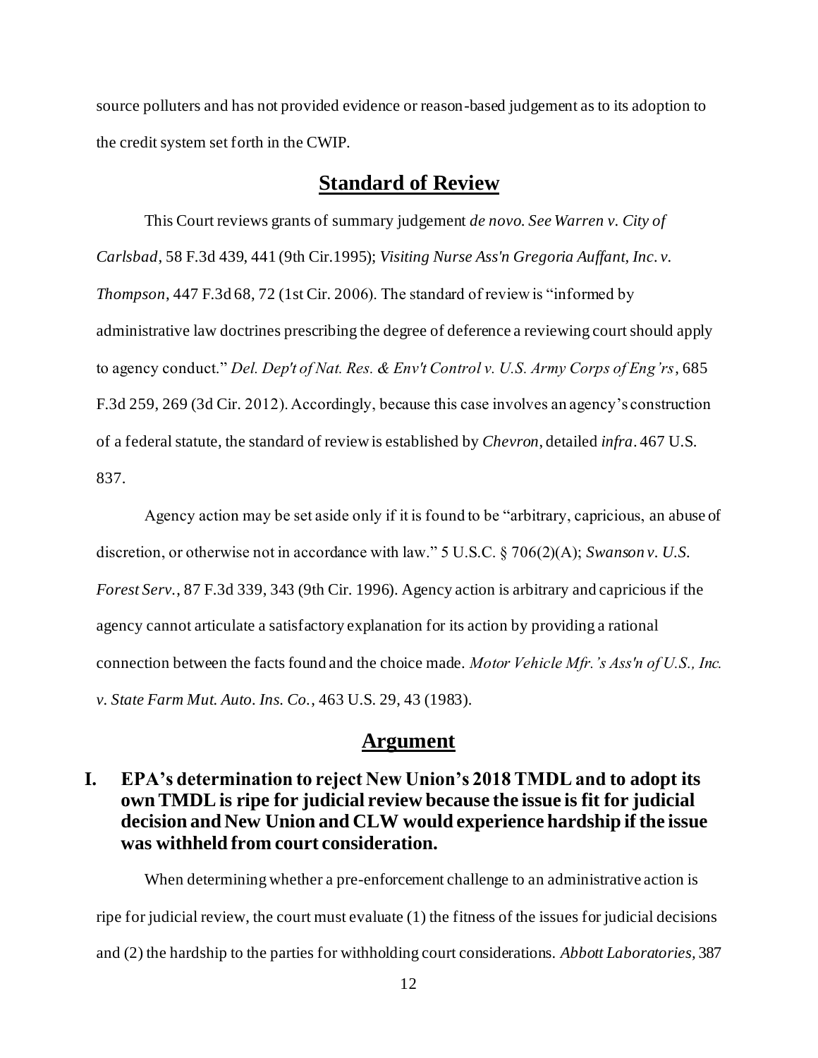source polluters and has not provided evidence or reason-based judgement as to its adoption to the credit system set forth in the CWIP.

## Standard of Review

This Court reviews grants of summary judgement *de novo*. *See Warren v. City of Carlsbad*, 58 F.3d 439, 441 (9th Cir.1995); *Visiting Nurse Ass'n Gregoria Auffant, Inc. v. Thompson*, 447 F.3d 68, 72 (1st Cir. 2006). The standard of review is "informed by administrative law doctrines prescribing the degree of deference a reviewing court should apply to agency conduct." *Del. Dep't of Nat. Res. & Env't Control v. U.S. Army Corps of Eng'rs*, 685 F.3d 259, 269 (3d Cir. 2012). Accordingly, because this case involves an agency's construction of a federal statute, the standard of review is established by *Chevron*, detailed *infra*. 467 U.S. 837.

Agency action may be set aside only if it is found to be "arbitrary, capricious, an abuse of discretion, or otherwise not in accordance with law." 5 U.S.C. § 706(2)(A); *Swanson v. U.S. Forest Serv.*, 87 F.3d 339, 343 (9th Cir. 1996). Agency action is arbitrary and capricious if the agency cannot articulate a satisfactory explanation for its action by providing a rational connection between the facts found and the choice made. *Motor Vehicle Mfr.'s Ass'n of U.S., Inc. v. State Farm Mut. Auto. Ins. Co.*, 463 U.S. 29, 43 (1983).

## Argument

### I. EPA's determination to reject New Union's 2018 TMDL and to adopt its own TMDL is ripe for judicial review because the issue is fit for judicial decision and New Union and CLW would experience hardship if the issue was withheld from court consideration.

When determining whether a pre-enforcement challenge to an administrative action is ripe for judicial review, the court must evaluate (1) the fitness of the issues for judicial decisions and (2) the hardship to the parties for withholding court considerations. *Abbott Laboratories*, 387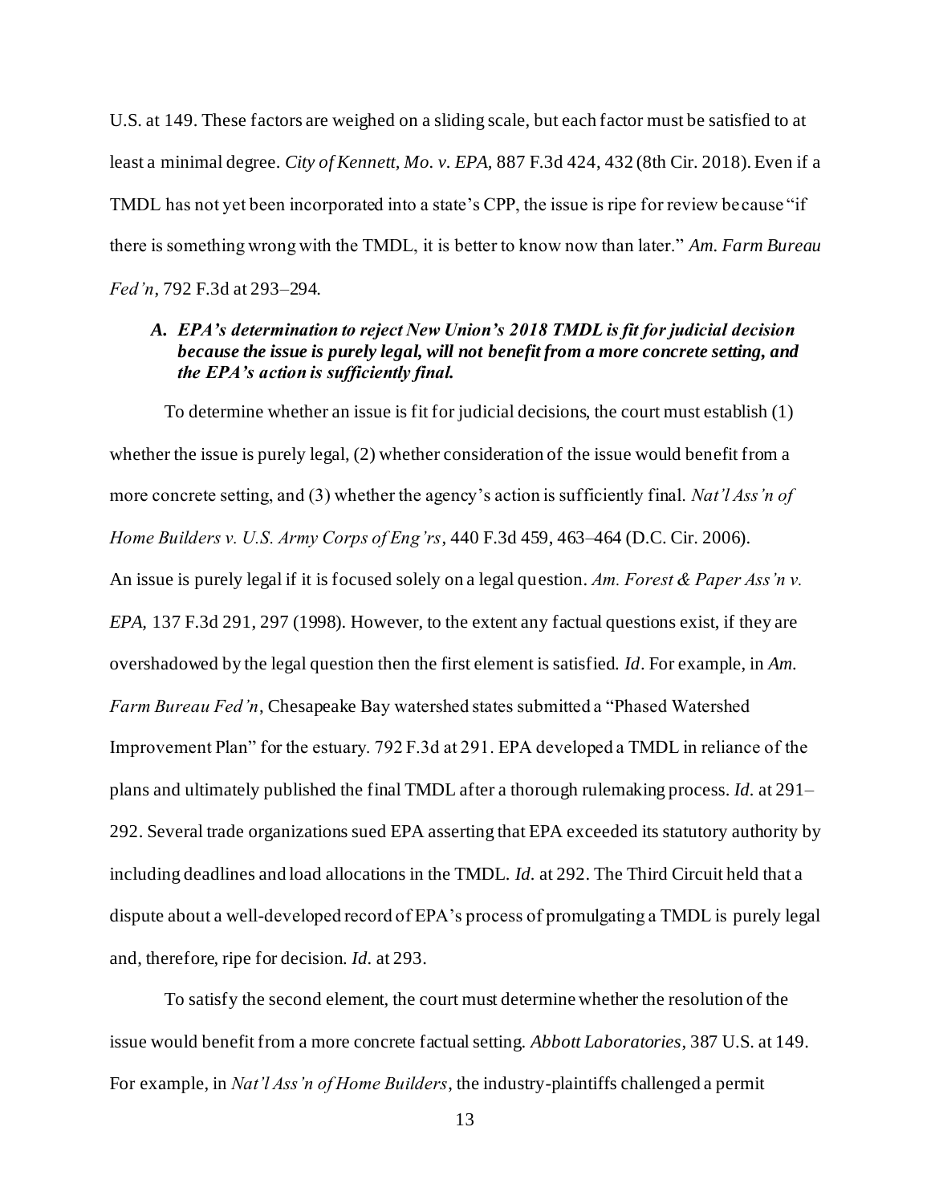U.S. at 149. These factors are weighed on a sliding scale, but each factor must be satisfied to at least a minimal degree. *City of Kennett, Mo. v. EPA*, 887 F.3d 424, 432 (8th Cir. 2018). Even if a TMDL has not yet been incorporated into a state's CPP, the issue is ripe for review because "if there is something wrong with the TMDL, it is better to know now than later." *Am. Farm Bureau Fed'n*, 792 F.3d at 293–294.

### *A. EPA's determination to reject New Union's 2018 TMDL is fit for judicial decision because the issue is purely legal, will not benefit from a more concrete setting, and the EPA's action is sufficiently final.*

To determine whether an issue is fit for judicial decisions, the court must establish (1) whether the issue is purely legal, (2) whether consideration of the issue would benefit from a more concrete setting, and (3) whether the agency's action is sufficiently final. *Nat'l Ass'n of Home Builders v. U.S. Army Corps of Eng'rs*, 440 F.3d 459, 463–464 (D.C. Cir. 2006). An issue is purely legal if it is focused solely on a legal question. *Am. Forest & Paper Ass'n v. EPA*, 137 F.3d 291, 297 (1998). However, to the extent any factual questions exist, if they are overshadowed by the legal question then the first element is satisfied. *Id*. For example, in *Am. Farm Bureau Fed'n*, Chesapeake Bay watershed states submitted a "Phased Watershed Improvement Plan" for the estuary. 792 F.3d at 291. EPA developed a TMDL in reliance of the plans and ultimately published the final TMDL after a thorough rulemaking process. *Id.* at 291–292. Several trade organizations sued EPA asserting that EPA exceeded its statutory authority by including deadlines and load allocations in the TMDL. *Id.* at 292. The Third Circuit held that a dispute about a well-developed record of EPA's process of promulgating a TMDL is purely legal and, therefore, ripe for decision. *Id.* at 293.

To satisfy the second element, the court must determine whether the resolution of the issue would benefit from a more concrete factual setting. *Abbott Laboratories*, 387 U.S. at 149. For example, in *Nat'l Ass'n of Home Builders*, the industry-plaintiffs challenged a permit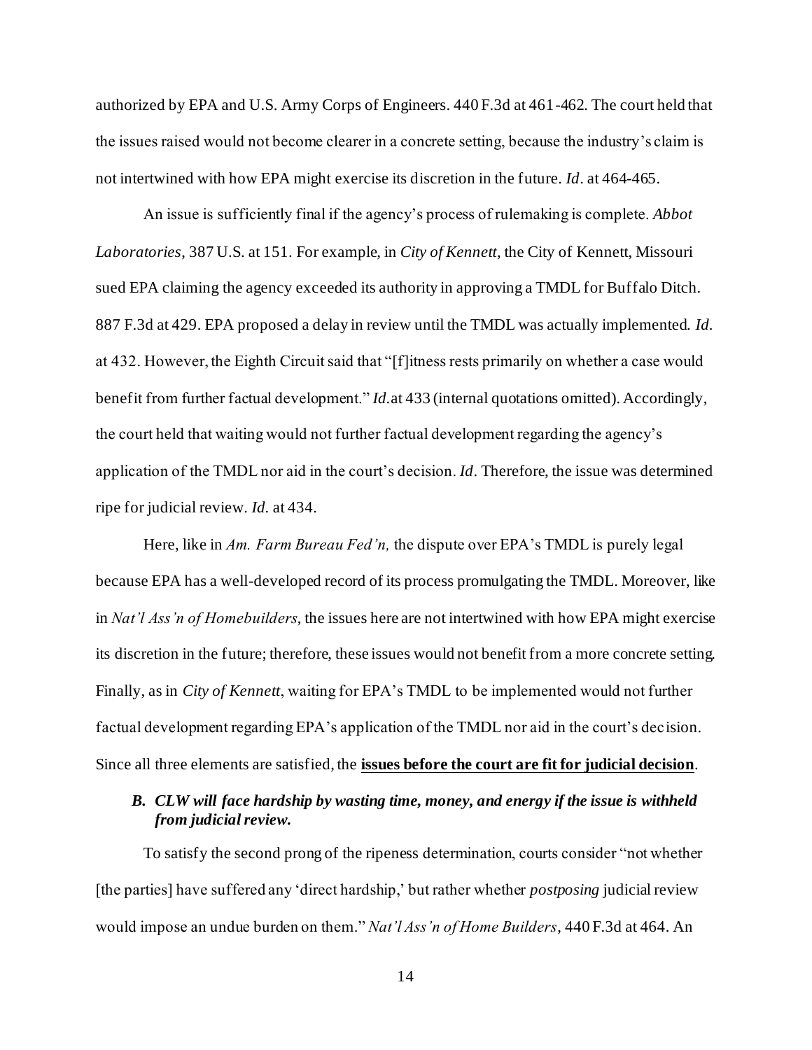authorized by EPA and U.S. Army Corps of Engineers. 440 F.3d at 461-462. The court held that the issues raised would not become clearer in a concrete setting, because the industry's claim is not intertwined with how EPA might exercise its discretion in the future. *Id*. at 464-465.

An issue is sufficiently final if the agency's process of rulemaking is complete. *Abbot Laboratories*, 387 U.S. at 151. For example, in *City of Kennett*, the City of Kennett, Missouri sued EPA claiming the agency exceeded its authority in approving a TMDL for Buffalo Ditch. 887 F.3d at 429. EPA proposed a delay in review until the TMDL was actually implemented. *Id*. at 432. However, the Eighth Circuit said that "[f]itness rests primarily on whether a case would benefit from further factual development." *Id*.at 433 (internal quotations omitted). Accordingly, the court held that waiting would not further factual development regarding the agency's application of the TMDL nor aid in the court's decision. *Id*. Therefore, the issue was determined ripe for judicial review. *Id*. at 434.

Here, like in *Am. Farm Bureau Fed'n,* the dispute over EPA's TMDL is purely legal because EPA has a well-developed record of its process promulgating the TMDL. Moreover, like in *Nat'l Ass'n of Homebuilders*, the issues here are not intertwined with how EPA might exercise its discretion in the future; therefore, these issues would not benefit from a more concrete setting. Finally, as in *City of Kennett*, waiting for EPA's TMDL to be implemented would not further factual development regarding EPA's application of the TMDL nor aid in the court's decision. Since all three elements are satisfied, the <u>**issues before the court are fit for judicial decision**</u>.

### *B. CLW will face hardship by wasting time, money, and energy if the issue is withheld from judicial review.*

To satisfy the second prong of the ripeness determination, courts consider "not whether [the parties] have suffered any 'direct hardship,' but rather whether *postposing* judicial review would impose an undue burden on them." *Nat'l Ass'n of Home Builders*, 440 F.3d at 464. An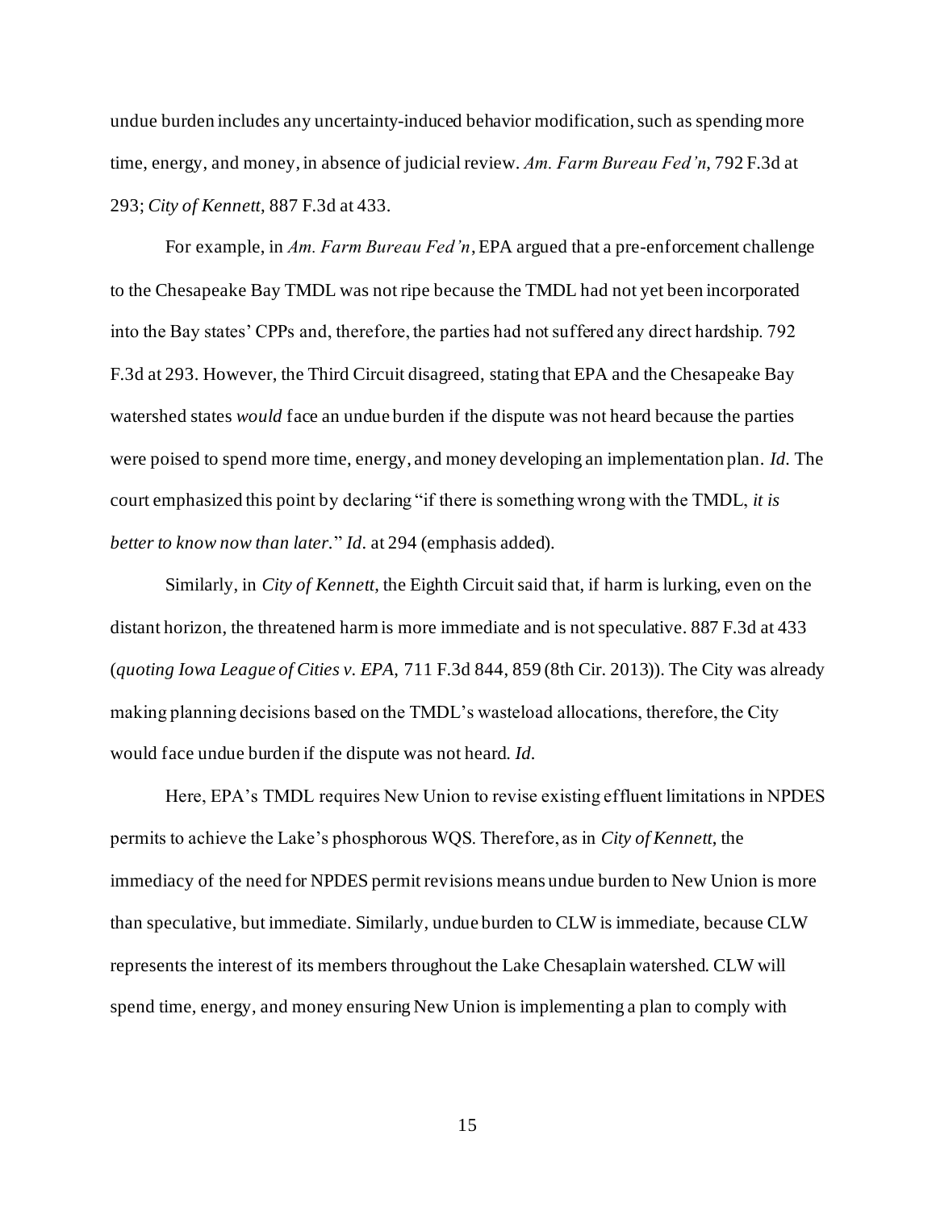undue burden includes any uncertainty-induced behavior modification, such as spending more time, energy, and money, in absence of judicial review. *Am. Farm Bureau Fed'n*, 792 F.3d at 293; *City of Kennett*, 887 F.3d at 433.

For example, in *Am. Farm Bureau Fed'n*, EPA argued that a pre-enforcement challenge to the Chesapeake Bay TMDL was not ripe because the TMDL had not yet been incorporated into the Bay states' CPPs and, therefore, the parties had not suffered any direct hardship. 792 F.3d at 293. However, the Third Circuit disagreed, stating that EPA and the Chesapeake Bay watershed states *would* face an undue burden if the dispute was not heard because the parties were poised to spend more time, energy, and money developing an implementation plan. *Id.* The court emphasized this point by declaring "if there is something wrong with the TMDL, *it is better to know now than later.*" *Id.* at 294 (emphasis added).

Similarly, in *City of Kennett*, the Eighth Circuit said that, if harm is lurking, even on the distant horizon, the threatened harm is more immediate and is not speculative. 887 F.3d at 433 (*quoting Iowa League of Cities v. EPA*, 711 F.3d 844, 859 (8th Cir. 2013)). The City was already making planning decisions based on the TMDL's wasteload allocations, therefore, the City would face undue burden if the dispute was not heard. *Id.*

Here, EPA's TMDL requires New Union to revise existing effluent limitations in NPDES permits to achieve the Lake's phosphorous WQS. Therefore, as in *City of Kennett*, the immediacy of the need for NPDES permit revisions means undue burden to New Union is more than speculative, but immediate. Similarly, undue burden to CLW is immediate, because CLW represents the interest of its members throughout the Lake Chesaplain watershed. CLW will spend time, energy, and money ensuring New Union is implementing a plan to comply with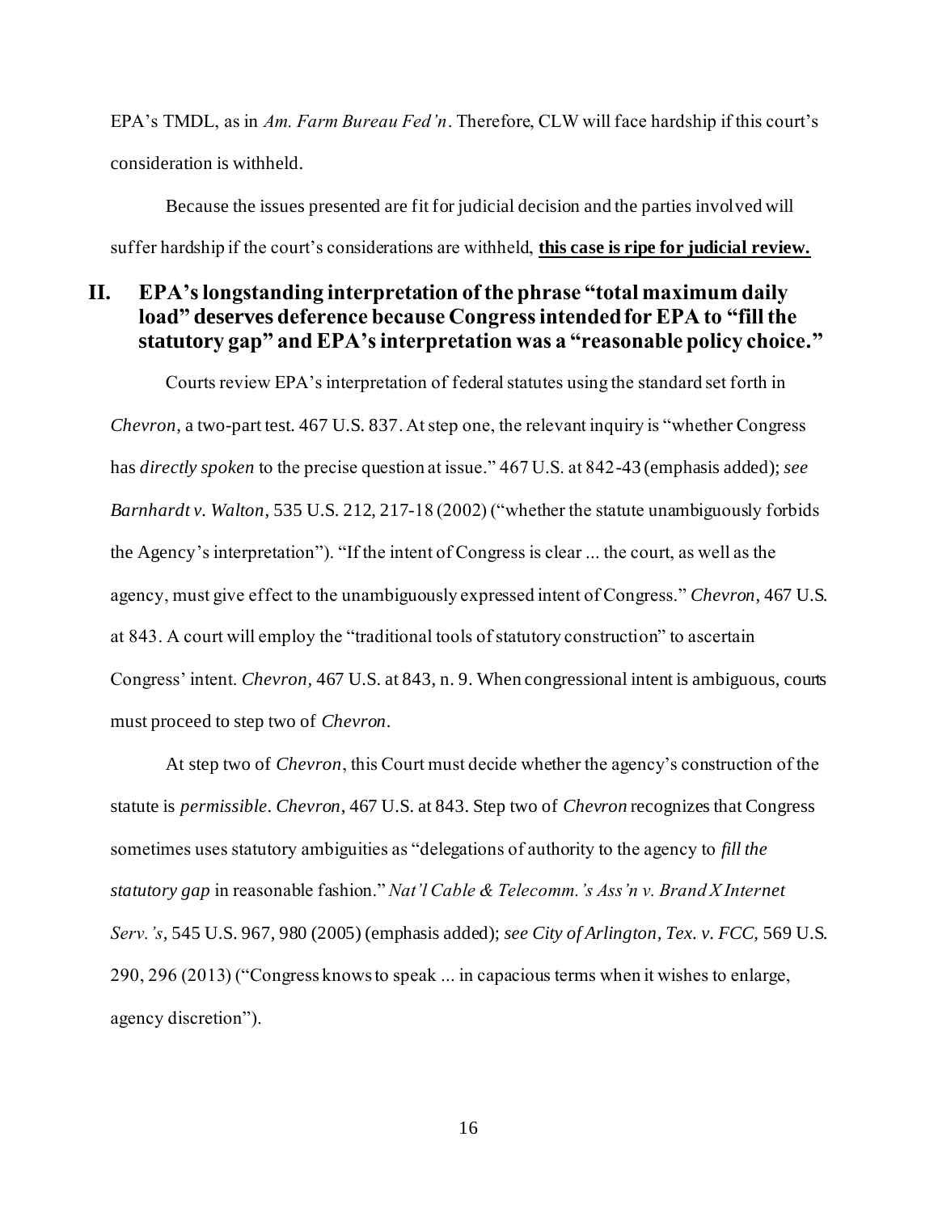EPA's TMDL, as in *Am. Farm Bureau Fed'n*. Therefore, CLW will face hardship if this court's consideration is withheld.

Because the issues presented are fit for judicial decision and the parties involved will suffer hardship if the court's considerations are withheld, **this case is ripe for judicial review.**

## II. EPA's longstanding interpretation of the phrase "total maximum daily load" deserves deference because Congress intended for EPA to "fill the statutory gap" and EPA's interpretation was a "reasonable policy choice."

Courts review EPA's interpretation of federal statutes using the standard set forth in *Chevron*, a two-part test. 467 U.S. 837. At step one, the relevant inquiry is "whether Congress has *directly spoken* to the precise question at issue." 467 U.S. at 842-43 (emphasis added); *see Barnhardt v. Walton*, 535 U.S. 212, 217-18 (2002) ("whether the statute unambiguously forbids the Agency's interpretation"). "If the intent of Congress is clear ... the court, as well as the agency, must give effect to the unambiguously expressed intent of Congress." *Chevron*, 467 U.S. at 843. A court will employ the "traditional tools of statutory construction" to ascertain Congress' intent. *Chevron,* 467 U.S. at 843, n. 9. When congressional intent is ambiguous, courts must proceed to step two of *Chevron*.

At step two of *Chevron*, this Court must decide whether the agency's construction of the statute is *permissible*. *Chevron*, 467 U.S. at 843. Step two of *Chevron* recognizes that Congress sometimes uses statutory ambiguities as "delegations of authority to the agency to *fill the statutory gap* in reasonable fashion." *Nat'l Cable & Telecomm.'s Ass'n v. Brand X Internet Serv.'s*, 545 U.S. 967, 980 (2005) (emphasis added); *see City of Arlington, Tex. v. FCC,* 569 U.S. 290, 296 (2013) ("Congress knows to speak ... in capacious terms when it wishes to enlarge, agency discretion").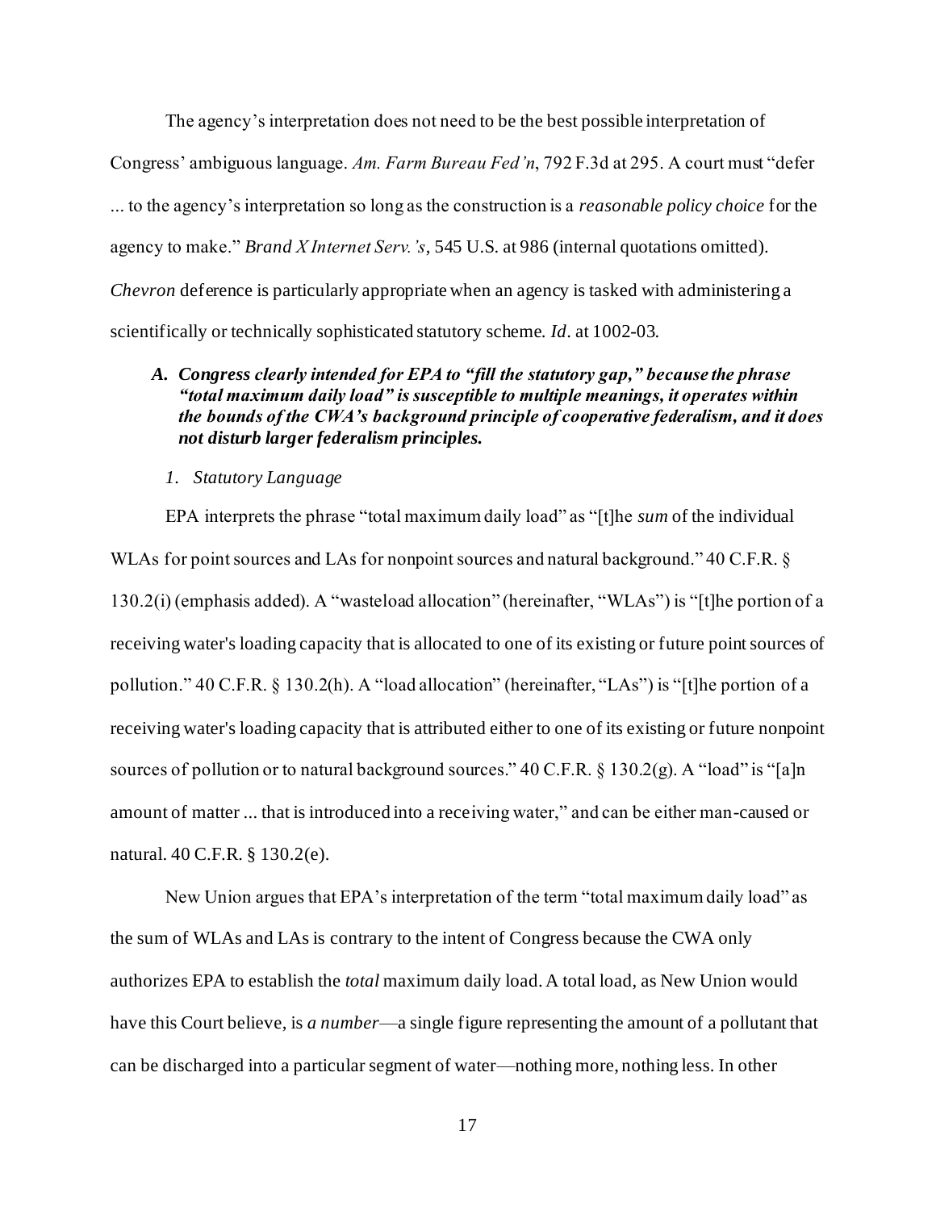The agency's interpretation does not need to be the best possible interpretation of Congress' ambiguous language. *Am. Farm Bureau Fed'n*, 792 F.3d at 295. A court must "defer ... to the agency's interpretation so long as the construction is a *reasonable policy choice* for the agency to make." *Brand X Internet Serv.'s*, 545 U.S. at 986 (internal quotations omitted). *Chevron* deference is particularly appropriate when an agency is tasked with administering a scientifically or technically sophisticated statutory scheme. *Id*. at 1002-03.

### A. *Congress clearly intended for EPA to "fill the statutory gap," because the phrase "total maximum daily load" is susceptible to multiple meanings, it operates within the bounds of the CWA's background principle of cooperative federalism, and it does not disturb larger federalism principles.*

#### 1. *Statutory Language*

EPA interprets the phrase "total maximum daily load" as "[t]he *sum* of the individual WLAs for point sources and LAs for nonpoint sources and natural background." 40 C.F.R. § 130.2(i) (emphasis added). A "wasteload allocation" (hereinafter, "WLAs") is "[t]he portion of a receiving water's loading capacity that is allocated to one of its existing or future point sources of pollution." 40 C.F.R. § 130.2(h). A "load allocation" (hereinafter, "LAs") is "[t]he portion of a receiving water's loading capacity that is attributed either to one of its existing or future nonpoint sources of pollution or to natural background sources." 40 C.F.R. § 130.2(g). A "load" is "[a]n amount of matter ... that is introduced into a receiving water," and can be either man-caused or natural. 40 C.F.R. § 130.2(e).

New Union argues that EPA's interpretation of the term "total maximum daily load" as the sum of WLAs and LAs is contrary to the intent of Congress because the CWA only authorizes EPA to establish the *total* maximum daily load. A total load, as New Union would have this Court believe, is *a number*—a single figure representing the amount of a pollutant that can be discharged into a particular segment of water—nothing more, nothing less. In other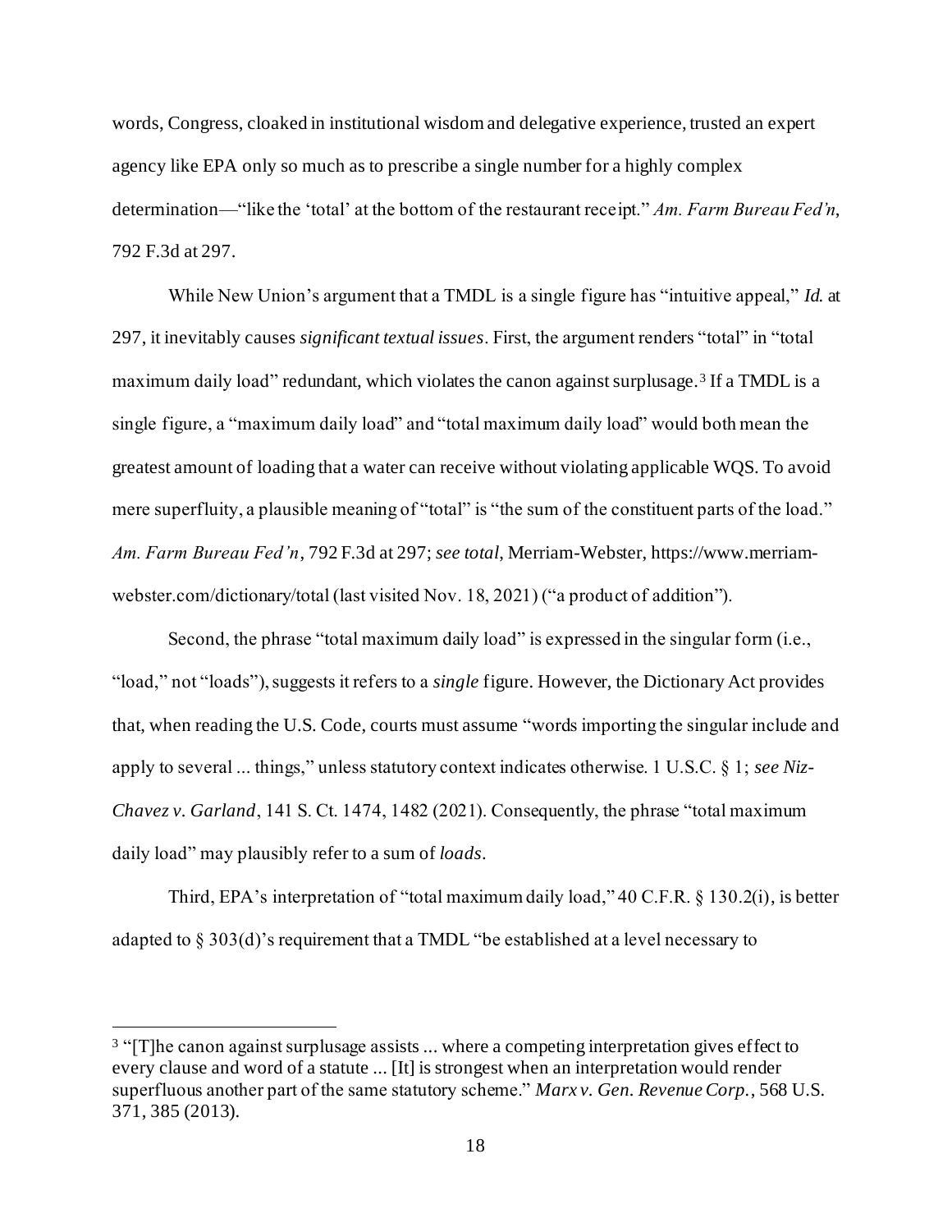words, Congress, cloaked in institutional wisdom and delegative experience, trusted an expert agency like EPA only so much as to prescribe a single number for a highly complex determination—"like the 'total' at the bottom of the restaurant receipt." *Am. Farm Bureau Fed'n*, 792 F.3d at 297.

While New Union's argument that a TMDL is a single figure has "intuitive appeal," *Id.* at 297, it inevitably causes *significant textual issues*. First, the argument renders "total" in "total maximum daily load" redundant, which violates the canon against surplusage.[3] If a TMDL is a single figure, a "maximum daily load" and "total maximum daily load" would both mean the greatest amount of loading that a water can receive without violating applicable WQS. To avoid mere superfluity, a plausible meaning of "total" is "the sum of the constituent parts of the load." *Am. Farm Bureau Fed'n*, 792 F.3d at 297; *see total*, Merriam-Webster, https://www.merriam-webster.com/dictionary/total (last visited Nov. 18, 2021) ("a product of addition").

Second, the phrase "total maximum daily load" is expressed in the singular form (i.e., "load," not "loads"), suggests it refers to a *single* figure. However, the Dictionary Act provides that, when reading the U.S. Code, courts must assume "words importing the singular include and apply to several ... things," unless statutory context indicates otherwise. 1 U.S.C. § 1; *see Niz-Chavez v. Garland*, 141 S. Ct. 1474, 1482 (2021). Consequently, the phrase "total maximum daily load" may plausibly refer to a sum of *loads*.

Third, EPA's interpretation of "total maximum daily load," 40 C.F.R. § 130.2(i), is better adapted to § 303(d)'s requirement that a TMDL "be established at a level necessary to

---

[3] "[T]he canon against surplusage assists ... where a competing interpretation gives effect to every clause and word of a statute ... [It] is strongest when an interpretation would render superfluous another part of the same statutory scheme." *Marx v. Gen. Revenue Corp.*, 568 U.S. 371, 385 (2013).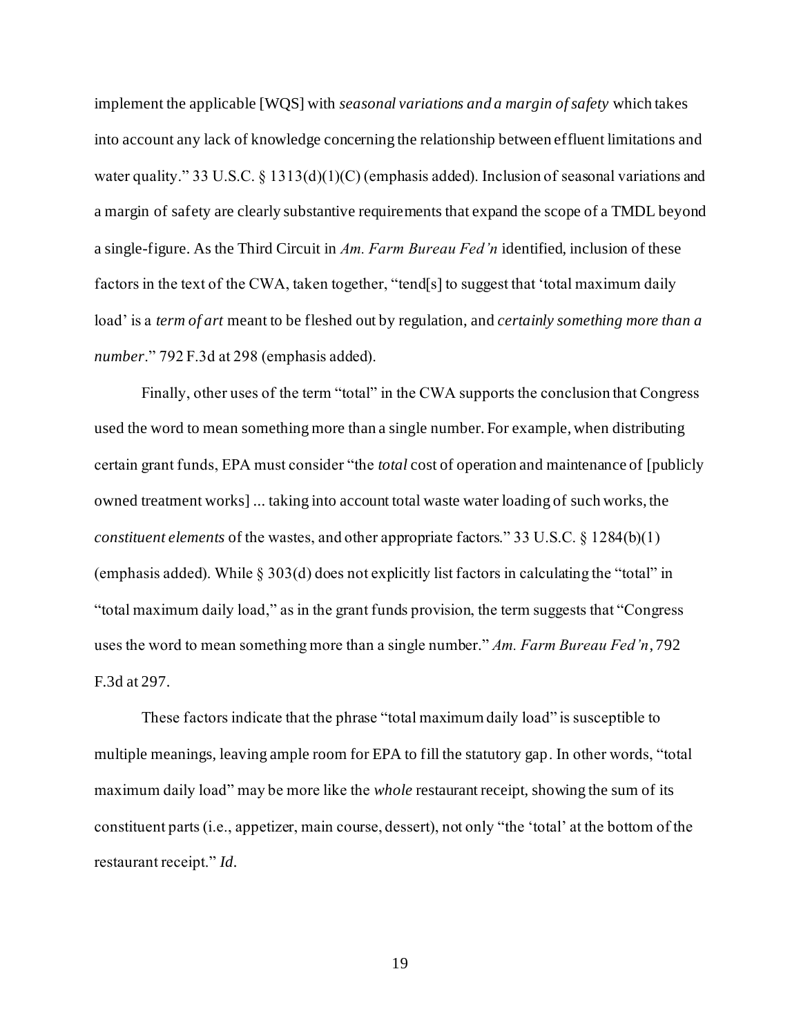implement the applicable [WQS] with *seasonal variations and a margin of safety* which takes into account any lack of knowledge concerning the relationship between effluent limitations and water quality." 33 U.S.C. § 1313(d)(1)(C) (emphasis added). Inclusion of seasonal variations and a margin of safety are clearly substantive requirements that expand the scope of a TMDL beyond a single-figure. As the Third Circuit in *Am. Farm Bureau Fed'n* identified, inclusion of these factors in the text of the CWA, taken together, "tend[s] to suggest that 'total maximum daily load' is a *term of art* meant to be fleshed out by regulation, and *certainly something more than a number*." 792 F.3d at 298 (emphasis added).

Finally, other uses of the term "total" in the CWA supports the conclusion that Congress used the word to mean something more than a single number. For example, when distributing certain grant funds, EPA must consider "the *total* cost of operation and maintenance of [publicly owned treatment works] ... taking into account total waste water loading of such works, the *constituent elements* of the wastes, and other appropriate factors." 33 U.S.C. § 1284(b)(1) (emphasis added). While § 303(d) does not explicitly list factors in calculating the "total" in "total maximum daily load," as in the grant funds provision, the term suggests that "Congress uses the word to mean something more than a single number." *Am. Farm Bureau Fed'n*, 792 F.3d at 297.

These factors indicate that the phrase "total maximum daily load" is susceptible to multiple meanings, leaving ample room for EPA to fill the statutory gap. In other words, "total maximum daily load" may be more like the *whole* restaurant receipt, showing the sum of its constituent parts (i.e., appetizer, main course, dessert), not only "the 'total' at the bottom of the restaurant receipt." *Id.*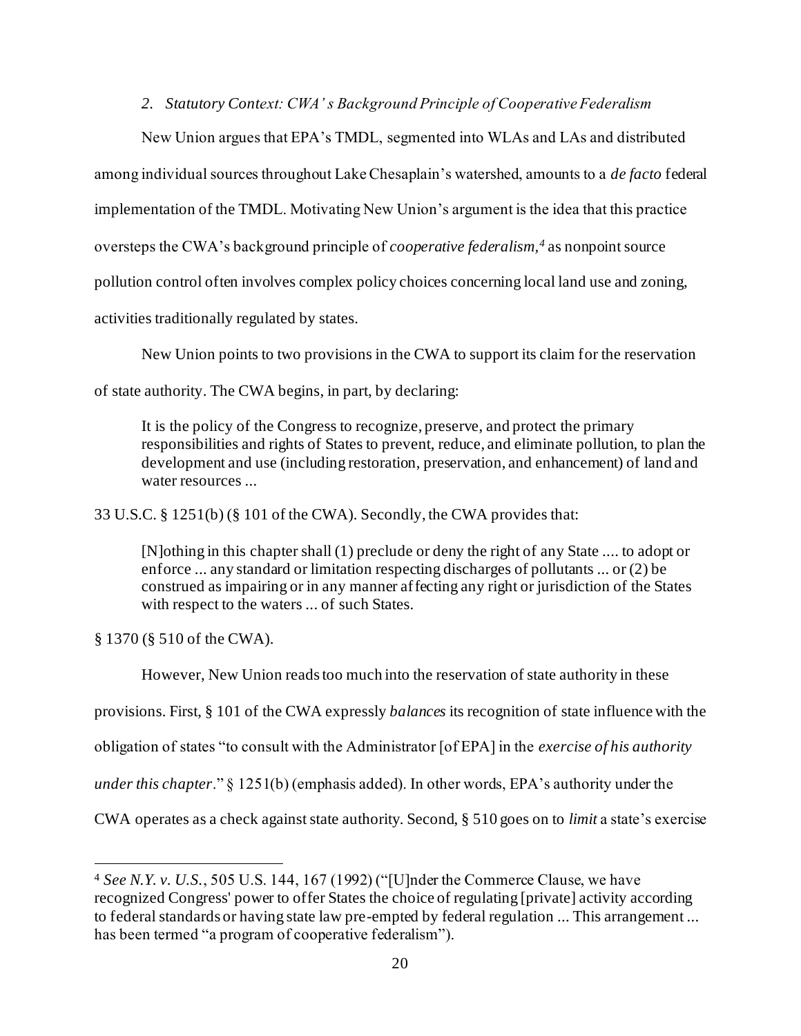*2. Statutory Context: CWA's Background Principle of Cooperative Federalism*

New Union argues that EPA's TMDL, segmented into WLAs and LAs and distributed among individual sources throughout Lake Chesaplain's watershed, amounts to a *de facto* federal implementation of the TMDL. Motivating New Union's argument is the idea that this practice oversteps the CWA's background principle of *cooperative federalism,*[4] as nonpoint source pollution control often involves complex policy choices concerning local land use and zoning, activities traditionally regulated by states.

New Union points to two provisions in the CWA to support its claim for the reservation of state authority. The CWA begins, in part, by declaring:

> It is the policy of the Congress to recognize, preserve, and protect the primary responsibilities and rights of States to prevent, reduce, and eliminate pollution, to plan the development and use (including restoration, preservation, and enhancement) of land and water resources ...

33 U.S.C. § 1251(b) (§ 101 of the CWA). Secondly, the CWA provides that:

> [N]othing in this chapter shall (1) preclude or deny the right of any State .... to adopt or enforce ... any standard or limitation respecting discharges of pollutants ... or (2) be construed as impairing or in any manner affecting any right or jurisdiction of the States with respect to the waters ... of such States.

§ 1370 (§ 510 of the CWA).

However, New Union reads too much into the reservation of state authority in these provisions. First, § 101 of the CWA expressly *balances* its recognition of state influence with the obligation of states "to consult with the Administrator [of EPA] in the *exercise of his authority under this chapter*." § 1251(b) (emphasis added). In other words, EPA's authority under the CWA operates as a check against state authority. Second, § 510 goes on to *limit* a state's exercise

---

[4] *See N.Y. v. U.S.*, 505 U.S. 144, 167 (1992) ("[U]nder the Commerce Clause, we have recognized Congress' power to offer States the choice of regulating [private] activity according to federal standards or having state law pre-empted by federal regulation ... This arrangement ... has been termed "a program of cooperative federalism").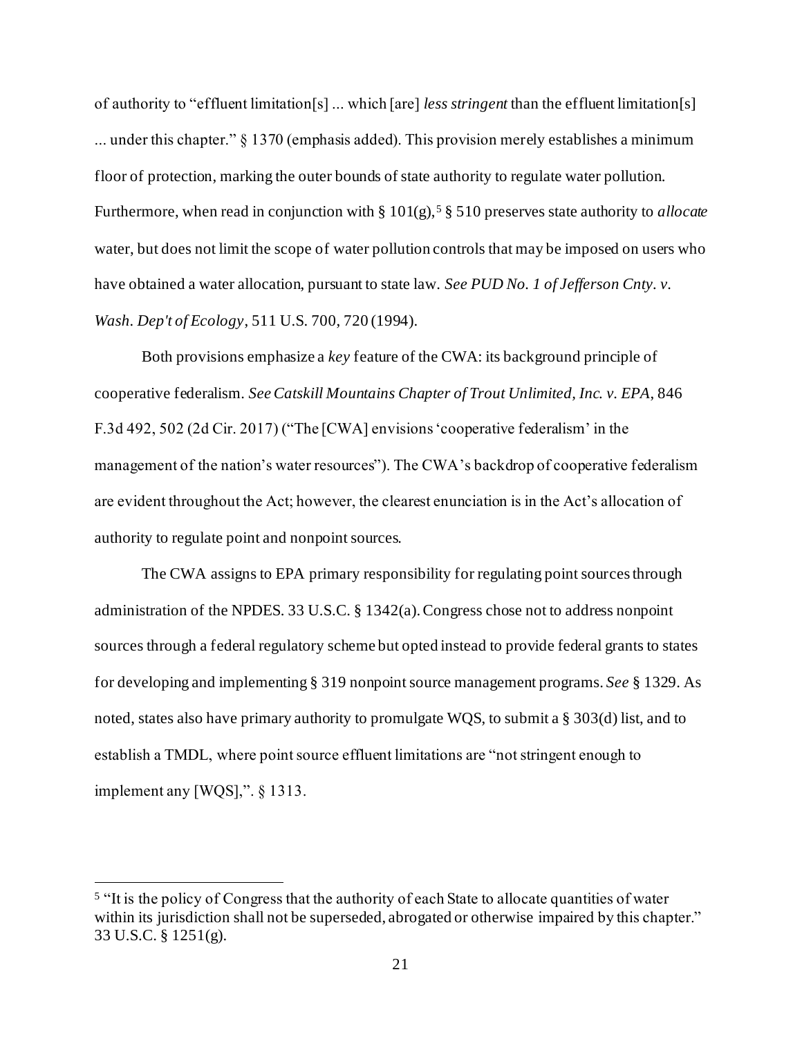of authority to "effluent limitation[s] ... which [are] *less stringent* than the effluent limitation[s] ... under this chapter." § 1370 (emphasis added). This provision merely establishes a minimum floor of protection, marking the outer bounds of state authority to regulate water pollution. Furthermore, when read in conjunction with § 101(g),[5] § 510 preserves state authority to *allocate* water, but does not limit the scope of water pollution controls that may be imposed on users who have obtained a water allocation, pursuant to state law. *See PUD No. 1 of Jefferson Cnty. v. Wash. Dep't of Ecology*, 511 U.S. 700, 720 (1994).

Both provisions emphasize a *key* feature of the CWA: its background principle of cooperative federalism. *See Catskill Mountains Chapter of Trout Unlimited, Inc. v. EPA*, 846 F.3d 492, 502 (2d Cir. 2017) ("The [CWA] envisions 'cooperative federalism' in the management of the nation's water resources"). The CWA's backdrop of cooperative federalism are evident throughout the Act; however, the clearest enunciation is in the Act's allocation of authority to regulate point and nonpoint sources.

The CWA assigns to EPA primary responsibility for regulating point sources through administration of the NPDES. 33 U.S.C. § 1342(a). Congress chose not to address nonpoint sources through a federal regulatory scheme but opted instead to provide federal grants to states for developing and implementing § 319 nonpoint source management programs. *See* § 1329. As noted, states also have primary authority to promulgate WQS, to submit a § 303(d) list, and to establish a TMDL, where point source effluent limitations are "not stringent enough to implement any [WQS],". § 1313.

---

[5] "It is the policy of Congress that the authority of each State to allocate quantities of water within its jurisdiction shall not be superseded, abrogated or otherwise impaired by this chapter." 33 U.S.C. § 1251(g).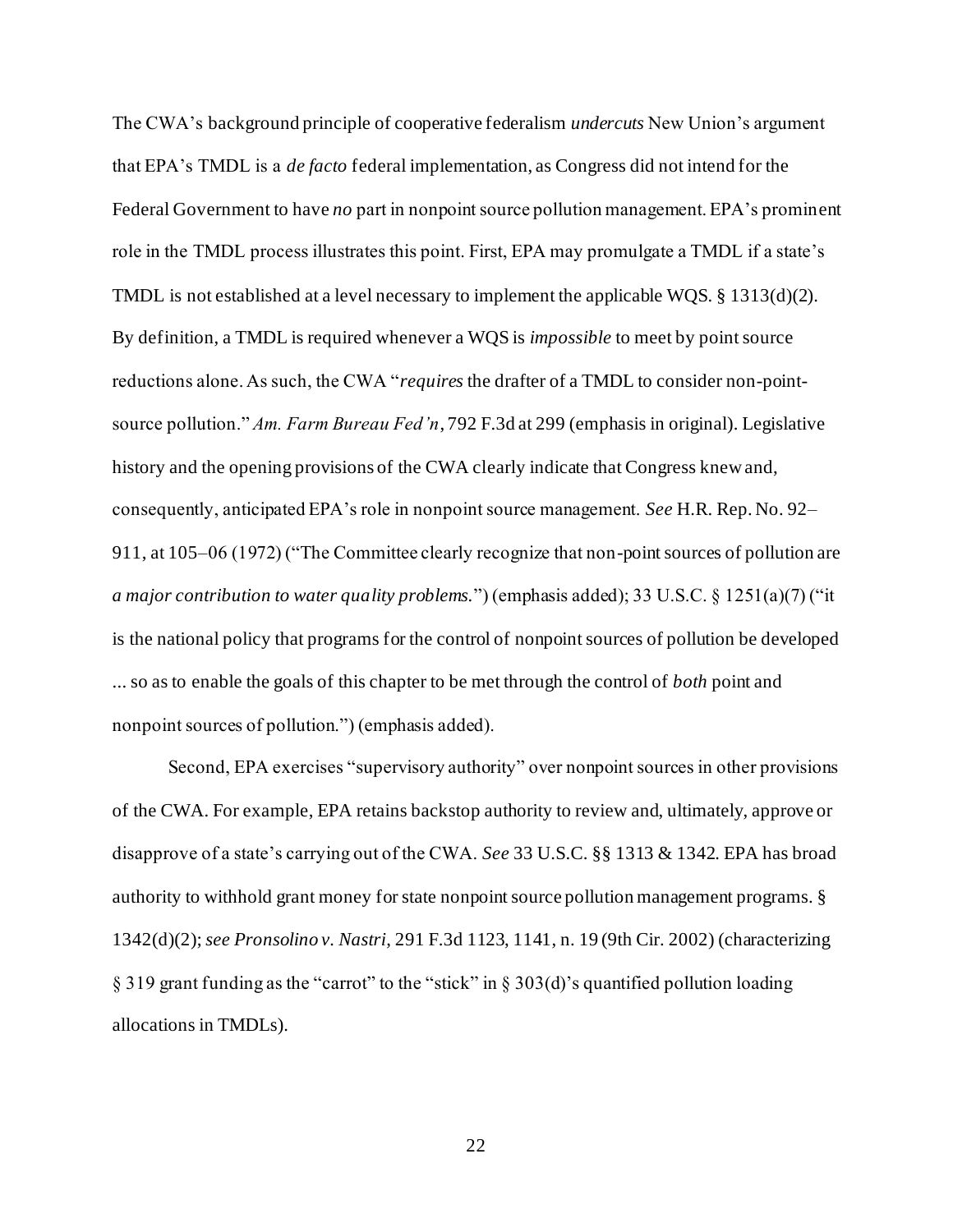The CWA's background principle of cooperative federalism *undercuts* New Union's argument that EPA's TMDL is a *de facto* federal implementation, as Congress did not intend for the Federal Government to have *no* part in nonpoint source pollution management. EPA's prominent role in the TMDL process illustrates this point. First, EPA may promulgate a TMDL if a state's TMDL is not established at a level necessary to implement the applicable WQS. § 1313(d)(2). By definition, a TMDL is required whenever a WQS is *impossible* to meet by point source reductions alone. As such, the CWA "*requires* the drafter of a TMDL to consider non-point-source pollution." *Am. Farm Bureau Fed'n*, 792 F.3d at 299 (emphasis in original). Legislative history and the opening provisions of the CWA clearly indicate that Congress knew and, consequently, anticipated EPA's role in nonpoint source management. *See* H.R. Rep. No. 92–911, at 105–06 (1972) ("The Committee clearly recognize that non-point sources of pollution are *a major contribution to water quality problems.*") (emphasis added); 33 U.S.C. § 1251(a)(7) ("it is the national policy that programs for the control of nonpoint sources of pollution be developed ... so as to enable the goals of this chapter to be met through the control of *both* point and nonpoint sources of pollution.") (emphasis added).

Second, EPA exercises "supervisory authority" over nonpoint sources in other provisions of the CWA. For example, EPA retains backstop authority to review and, ultimately, approve or disapprove of a state's carrying out of the CWA. *See* 33 U.S.C. §§ 1313 & 1342. EPA has broad authority to withhold grant money for state nonpoint source pollution management programs. § 1342(d)(2); *see Pronsolino v. Nastri*, 291 F.3d 1123, 1141, n. 19 (9th Cir. 2002) (characterizing § 319 grant funding as the "carrot" to the "stick" in § 303(d)'s quantified pollution loading allocations in TMDLs).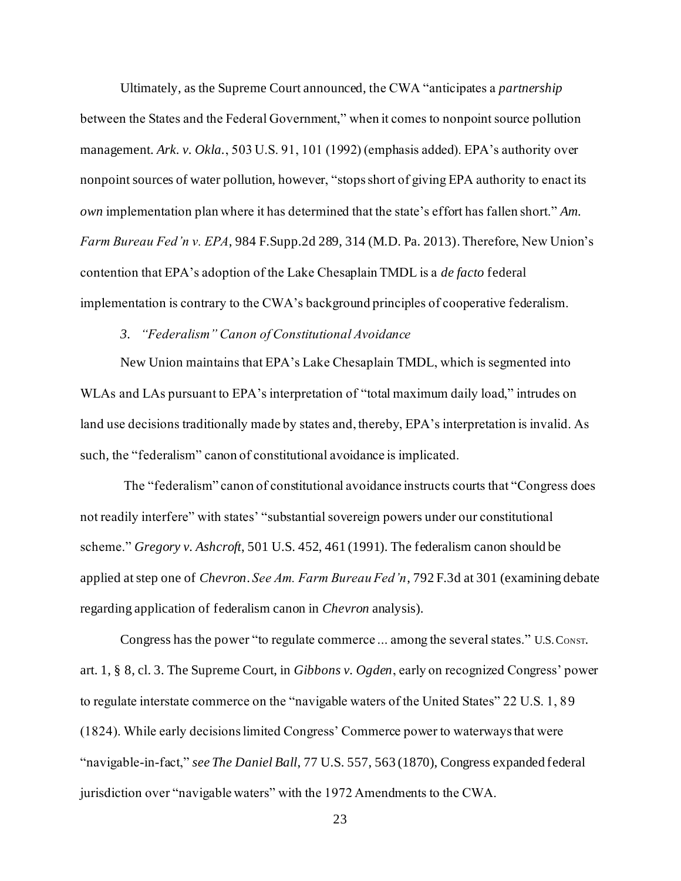Ultimately, as the Supreme Court announced, the CWA "anticipates a *partnership* between the States and the Federal Government," when it comes to nonpoint source pollution management. *Ark. v. Okla.*, 503 U.S. 91, 101 (1992) (emphasis added). EPA's authority over nonpoint sources of water pollution, however, "stops short of giving EPA authority to enact its *own* implementation plan where it has determined that the state's effort has fallen short." *Am. Farm Bureau Fed'n v. EPA*, 984 F.Supp.2d 289, 314 (M.D. Pa. 2013). Therefore, New Union's contention that EPA's adoption of the Lake Chesaplain TMDL is a *de facto* federal implementation is contrary to the CWA's background principles of cooperative federalism.

*3. "Federalism" Canon of Constitutional Avoidance*

New Union maintains that EPA's Lake Chesaplain TMDL, which is segmented into WLAs and LAs pursuant to EPA's interpretation of "total maximum daily load," intrudes on land use decisions traditionally made by states and, thereby, EPA's interpretation is invalid. As such, the "federalism" canon of constitutional avoidance is implicated.

The "federalism" canon of constitutional avoidance instructs courts that "Congress does not readily interfere" with states' "substantial sovereign powers under our constitutional scheme." *Gregory v. Ashcroft*, 501 U.S. 452, 461 (1991). The federalism canon should be applied at step one of *Chevron*. *See Am. Farm Bureau Fed'n*, 792 F.3d at 301 (examining debate regarding application of federalism canon in *Chevron* analysis).

Congress has the power "to regulate commerce ... among the several states." U.S. CONST. art. 1, § 8, cl. 3. The Supreme Court, in *Gibbons v. Ogden*, early on recognized Congress' power to regulate interstate commerce on the "navigable waters of the United States" 22 U.S. 1, 89 (1824). While early decisions limited Congress' Commerce power to waterways that were "navigable-in-fact," *see The Daniel Ball*, 77 U.S. 557, 563 (1870), Congress expanded federal jurisdiction over "navigable waters" with the 1972 Amendments to the CWA.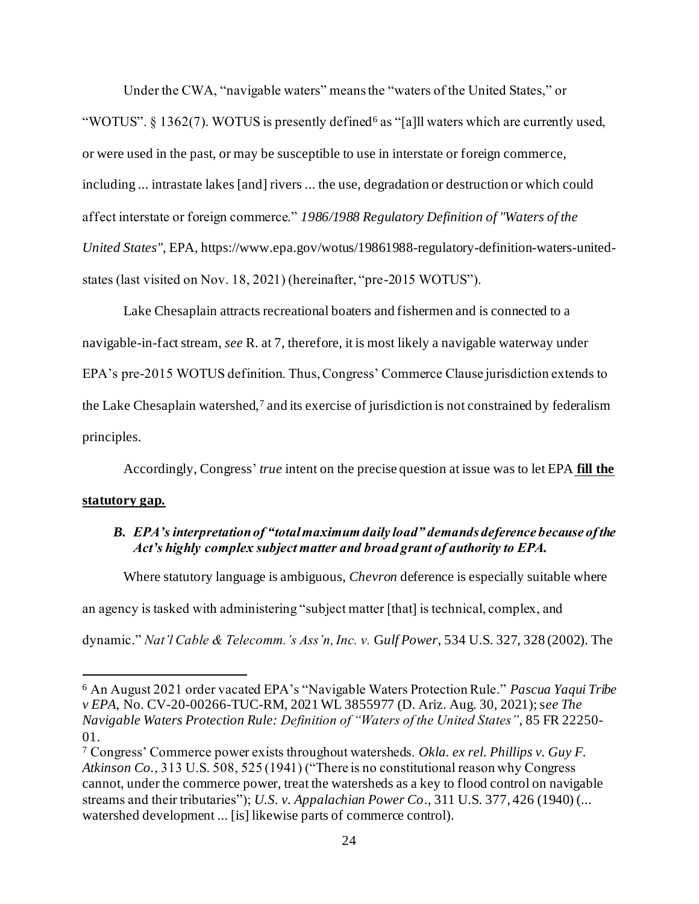Under the CWA, "navigable waters" means the "waters of the United States," or "WOTUS". § 1362(7). WOTUS is presently defined[6] as "[a]ll waters which are currently used, or were used in the past, or may be susceptible to use in interstate or foreign commerce, including ... intrastate lakes [and] rivers ... the use, degradation or destruction or which could affect interstate or foreign commerce." *1986/1988 Regulatory Definition of "Waters of the United States"*, EPA, https://www.epa.gov/wotus/19861988-regulatory-definition-waters-united-states (last visited on Nov. 18, 2021) (hereinafter, "pre-2015 WOTUS").

Lake Chesaplain attracts recreational boaters and fishermen and is connected to a navigable-in-fact stream, *see* R. at 7, therefore, it is most likely a navigable waterway under EPA's pre-2015 WOTUS definition. Thus, Congress' Commerce Clause jurisdiction extends to the Lake Chesaplain watershed,[7] and its exercise of jurisdiction is not constrained by federalism principles.

Accordingly, Congress' *true* intent on the precise question at issue was to let EPA **fill the statutory gap.**

### *B. EPA's interpretation of "total maximum daily load" demands deference because of the Act's highly complex subject matter and broad grant of authority to EPA.*

Where statutory language is ambiguous, *Chevron* deference is especially suitable where an agency is tasked with administering "subject matter [that] is technical, complex, and dynamic." *Nat'l Cable & Telecomm.'s Ass'n, Inc. v. Gulf Power*, 534 U.S. 327, 328 (2002). The

---

[6] An August 2021 order vacated EPA's "Navigable Waters Protection Rule." *Pascua Yaqui Tribe v EPA*, No. CV-20-00266-TUC-RM, 2021 WL 3855977 (D. Ariz. Aug. 30, 2021); s*ee The Navigable Waters Protection Rule: Definition of "Waters of the United States"*, 85 FR 22250-01.

[7] Congress' Commerce power exists throughout watersheds. *Okla. ex rel. Phillips v. Guy F. Atkinson Co.*, 313 U.S. 508, 525 (1941) ("There is no constitutional reason why Congress cannot, under the commerce power, treat the watersheds as a key to flood control on navigable streams and their tributaries"); *U.S. v. Appalachian Power Co*., 311 U.S. 377, 426 (1940) (... watershed development ... [is] likewise parts of commerce control).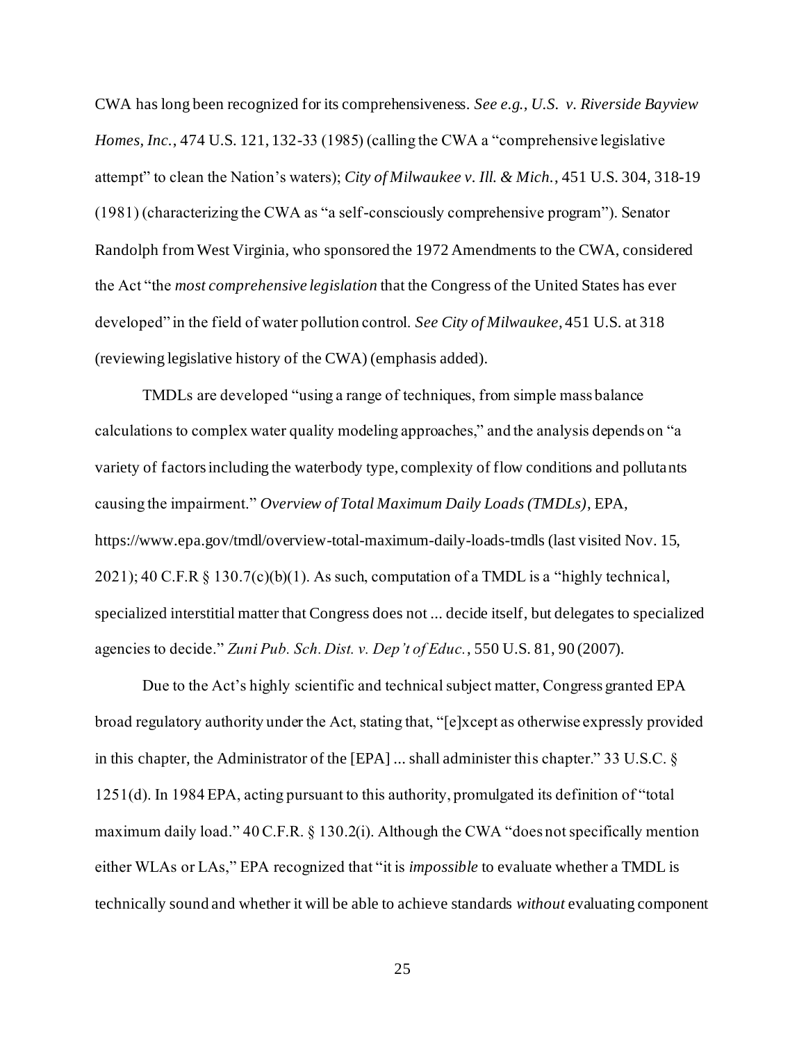CWA has long been recognized for its comprehensiveness. *See e.g., U.S. v. Riverside Bayview Homes, Inc.*, 474 U.S. 121, 132-33 (1985) (calling the CWA a "comprehensive legislative attempt" to clean the Nation's waters); *City of Milwaukee v. Ill. & Mich.*, 451 U.S. 304, 318-19 (1981) (characterizing the CWA as "a self-consciously comprehensive program"). Senator Randolph from West Virginia, who sponsored the 1972 Amendments to the CWA, considered the Act "the *most comprehensive legislation* that the Congress of the United States has ever developed" in the field of water pollution control. *See City of Milwaukee*, 451 U.S. at 318 (reviewing legislative history of the CWA) (emphasis added).

TMDLs are developed "using a range of techniques, from simple mass balance calculations to complex water quality modeling approaches," and the analysis depends on "a variety of factors including the waterbody type, complexity of flow conditions and pollutants causing the impairment." *Overview of Total Maximum Daily Loads (TMDLs)*, EPA, https://www.epa.gov/tmdl/overview-total-maximum-daily-loads-tmdls (last visited Nov. 15, 2021); 40 C.F.R § 130.7(c)(b)(1). As such, computation of a TMDL is a "highly technical, specialized interstitial matter that Congress does not ... decide itself, but delegates to specialized agencies to decide." *Zuni Pub. Sch. Dist. v. Dep't of Educ.*, 550 U.S. 81, 90 (2007).

Due to the Act's highly scientific and technical subject matter, Congress granted EPA broad regulatory authority under the Act, stating that, "[e]xcept as otherwise expressly provided in this chapter, the Administrator of the [EPA] ... shall administer this chapter." 33 U.S.C. § 1251(d). In 1984 EPA, acting pursuant to this authority, promulgated its definition of "total maximum daily load." 40 C.F.R. § 130.2(i). Although the CWA "does not specifically mention either WLAs or LAs," EPA recognized that "it is *impossible* to evaluate whether a TMDL is technically sound and whether it will be able to achieve standards *without* evaluating component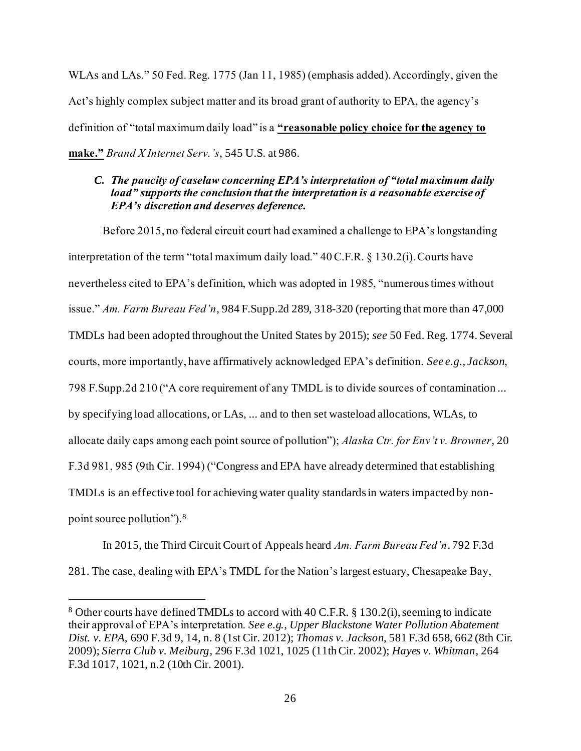WLAs and LAs." 50 Fed. Reg. 1775 (Jan 11, 1985) (emphasis added). Accordingly, given the Act's highly complex subject matter and its broad grant of authority to EPA, the agency's definition of "total maximum daily load" is a **<u>"reasonable policy choice for the agency to make."</u>** *Brand X Internet Serv.'s*, 545 U.S. at 986.

### *C. The paucity of caselaw concerning EPA's interpretation of "total maximum daily load" supports the conclusion that the interpretation is a reasonable exercise of EPA's discretion and deserves deference.*

Before 2015, no federal circuit court had examined a challenge to EPA's longstanding interpretation of the term "total maximum daily load." 40 C.F.R. § 130.2(i). Courts have nevertheless cited to EPA's definition, which was adopted in 1985, "numerous times without issue." *Am. Farm Bureau Fed'n*, 984 F.Supp.2d 289, 318-320 (reporting that more than 47,000 TMDLs had been adopted throughout the United States by 2015); *see* 50 Fed. Reg. 1774. Several courts, more importantly, have affirmatively acknowledged EPA's definition. *See e.g.*, *Jackson*, 798 F.Supp.2d 210 ("A core requirement of any TMDL is to divide sources of contamination ... by specifying load allocations, or LAs, ... and to then set wasteload allocations, WLAs, to allocate daily caps among each point source of pollution"); *Alaska Ctr. for Env't v. Browner*, 20 F.3d 981, 985 (9th Cir. 1994) ("Congress and EPA have already determined that establishing TMDLs is an effective tool for achieving water quality standards in waters impacted by non-point source pollution").[8]

In 2015, the Third Circuit Court of Appeals heard *Am. Farm Bureau Fed'n*. 792 F.3d 281. The case, dealing with EPA's TMDL for the Nation's largest estuary, Chesapeake Bay,

---

[8] Other courts have defined TMDLs to accord with 40 C.F.R. § 130.2(i), seeming to indicate their approval of EPA's interpretation. *See e.g.*, *Upper Blackstone Water Pollution Abatement Dist. v. EPA*, 690 F.3d 9, 14, n. 8 (1st Cir. 2012); *Thomas v. Jackson*, 581 F.3d 658, 662 (8th Cir. 2009); *Sierra Club v. Meiburg*, 296 F.3d 1021, 1025 (11th Cir. 2002); *Hayes v. Whitman*, 264 F.3d 1017, 1021, n.2 (10th Cir. 2001).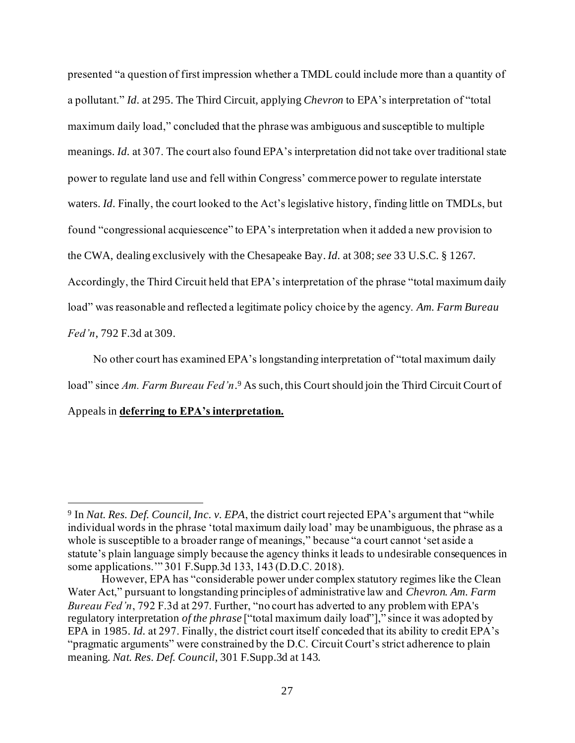presented "a question of first impression whether a TMDL could include more than a quantity of a pollutant." *Id.* at 295. The Third Circuit, applying *Chevron* to EPA's interpretation of "total maximum daily load," concluded that the phrase was ambiguous and susceptible to multiple meanings. *Id.* at 307. The court also found EPA's interpretation did not take over traditional state power to regulate land use and fell within Congress' commerce power to regulate interstate waters. *Id.* Finally, the court looked to the Act's legislative history, finding little on TMDLs, but found "congressional acquiescence" to EPA's interpretation when it added a new provision to the CWA, dealing exclusively with the Chesapeake Bay. *Id.* at 308; *see* 33 U.S.C. § 1267. Accordingly, the Third Circuit held that EPA's interpretation of the phrase "total maximum daily load" was reasonable and reflected a legitimate policy choice by the agency. *Am. Farm Bureau Fed'n*, 792 F.3d at 309.

No other court has examined EPA's longstanding interpretation of "total maximum daily load" since *Am. Farm Bureau Fed'n*.[9] As such, this Court should join the Third Circuit Court of Appeals in **deferring to EPA's interpretation.**

---

[9] In *Nat. Res. Def. Council, Inc. v. EPA*, the district court rejected EPA's argument that "while individual words in the phrase 'total maximum daily load' may be unambiguous, the phrase as a whole is susceptible to a broader range of meanings," because "a court cannot 'set aside a statute's plain language simply because the agency thinks it leads to undesirable consequences in some applications.'" 301 F.Supp.3d 133, 143 (D.D.C. 2018).

However, EPA has "considerable power under complex statutory regimes like the Clean Water Act," pursuant to longstanding principles of administrative law and *Chevron*. *Am. Farm Bureau Fed'n*, 792 F.3d at 297. Further, "no court has adverted to any problem with EPA's regulatory interpretation *of the phrase* ["total maximum daily load"]," since it was adopted by EPA in 1985. *Id.* at 297. Finally, the district court itself conceded that its ability to credit EPA's "pragmatic arguments" were constrained by the D.C. Circuit Court's strict adherence to plain meaning. *Nat. Res. Def. Council*, 301 F.Supp.3d at 143.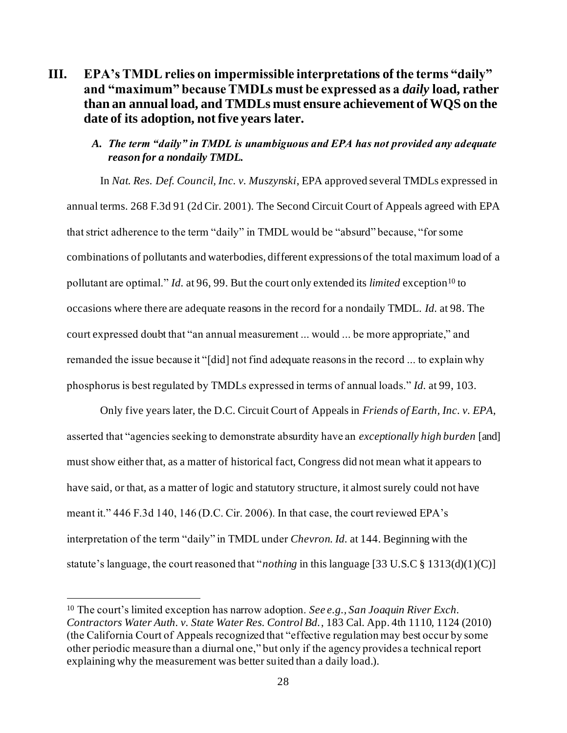## III. EPA's TMDL relies on impermissible interpretations of the terms "daily" and "maximum" because TMDLs must be expressed as a *daily* load, rather than an annual load, and TMDLs must ensure achievement of WQS on the date of its adoption, not five years later.

### *A. The term "daily" in TMDL is unambiguous and EPA has not provided any adequate reason for a nondaily TMDL.*

In *Nat. Res. Def. Council, Inc. v. Muszynski*, EPA approved several TMDLs expressed in annual terms. 268 F.3d 91 (2d Cir. 2001). The Second Circuit Court of Appeals agreed with EPA that strict adherence to the term "daily" in TMDL would be "absurd" because, "for some combinations of pollutants and waterbodies, different expressions of the total maximum load of a pollutant are optimal." *Id.* at 96, 99. But the court only extended its *limited* exception[10] to occasions where there are adequate reasons in the record for a nondaily TMDL. *Id.* at 98. The court expressed doubt that "an annual measurement ... would ... be more appropriate," and remanded the issue because it "[did] not find adequate reasons in the record ... to explain why phosphorus is best regulated by TMDLs expressed in terms of annual loads." *Id.* at 99, 103.

Only five years later, the D.C. Circuit Court of Appeals in *Friends of Earth, Inc. v. EPA*, asserted that "agencies seeking to demonstrate absurdity have an *exceptionally high burden* [and] must show either that, as a matter of historical fact, Congress did not mean what it appears to have said, or that, as a matter of logic and statutory structure, it almost surely could not have meant it." 446 F.3d 140, 146 (D.C. Cir. 2006). In that case, the court reviewed EPA's interpretation of the term "daily" in TMDL under *Chevron*. *Id.* at 144. Beginning with the statute's language, the court reasoned that "*nothing* in this language [33 U.S.C § 1313(d)(1)(C)]

---

[10] The court's limited exception has narrow adoption. *See e.g.*, *San Joaquin River Exch. Contractors Water Auth. v. State Water Res. Control Bd.*, 183 Cal. App. 4th 1110, 1124 (2010) (the California Court of Appeals recognized that "effective regulation may best occur by some other periodic measure than a diurnal one," but only if the agency provides a technical report explaining why the measurement was better suited than a daily load.).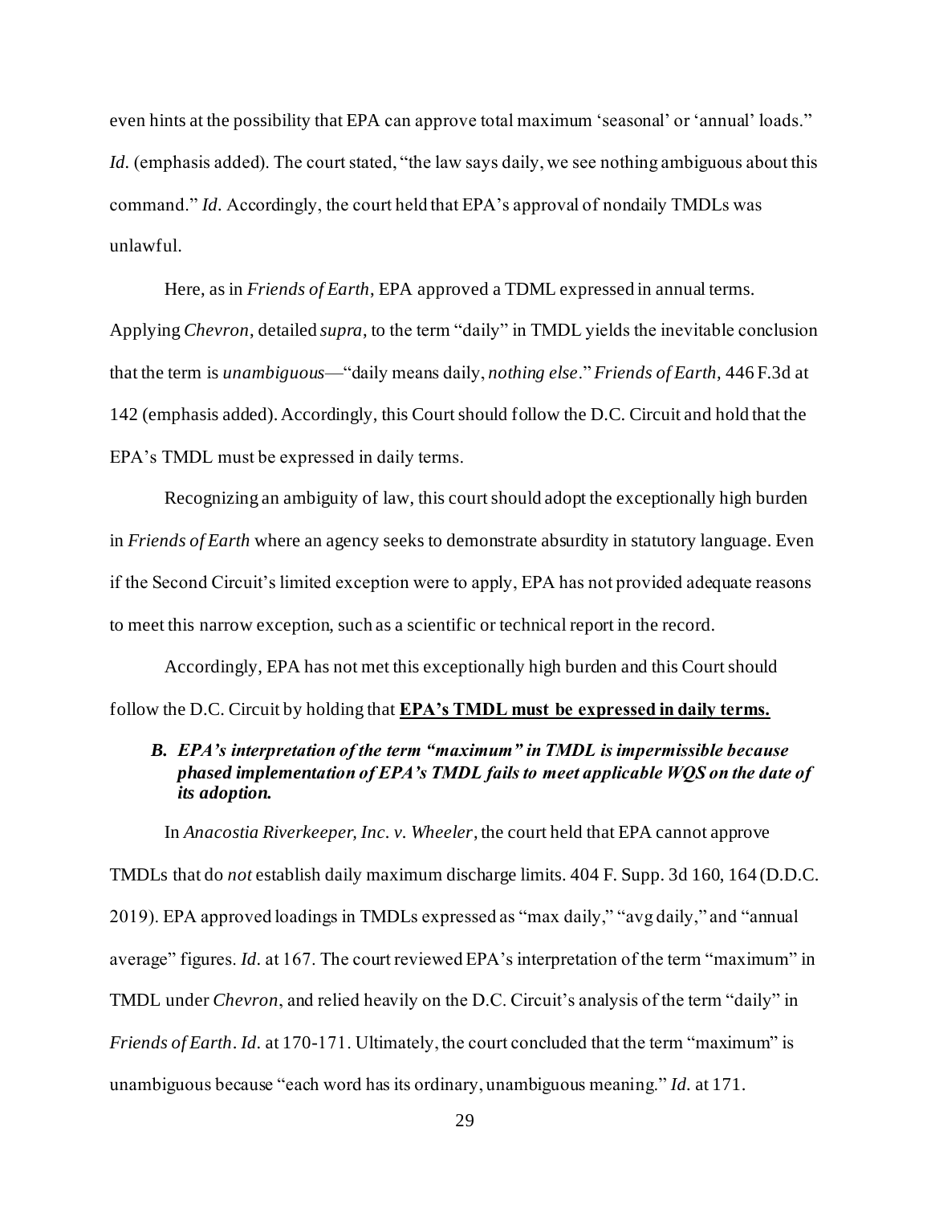even hints at the possibility that EPA can approve total maximum 'seasonal' or 'annual' loads." *Id.* (emphasis added). The court stated, "the law says daily, we see nothing ambiguous about this command." *Id*. Accordingly, the court held that EPA's approval of nondaily TMDLs was unlawful.

Here, as in *Friends of Earth*, EPA approved a TDML expressed in annual terms. Applying *Chevron*, detailed *supra*, to the term "daily" in TMDL yields the inevitable conclusion that the term is *unambiguous*—"daily means daily, *nothing else*." *Friends of Earth*, 446 F.3d at 142 (emphasis added). Accordingly, this Court should follow the D.C. Circuit and hold that the EPA's TMDL must be expressed in daily terms.

Recognizing an ambiguity of law, this court should adopt the exceptionally high burden in *Friends of Earth* where an agency seeks to demonstrate absurdity in statutory language. Even if the Second Circuit's limited exception were to apply, EPA has not provided adequate reasons to meet this narrow exception, such as a scientific or technical report in the record.

Accordingly, EPA has not met this exceptionally high burden and this Court should follow the D.C. Circuit by holding that **EPA's TMDL must be expressed in daily terms.**

### *B. EPA's interpretation of the term "maximum" in TMDL is impermissible because phased implementation of EPA's TMDL fails to meet applicable WQS on the date of its adoption.*

In *Anacostia Riverkeeper, Inc. v. Wheeler*, the court held that EPA cannot approve TMDLs that do *not* establish daily maximum discharge limits. 404 F. Supp. 3d 160, 164 (D.D.C. 2019). EPA approved loadings in TMDLs expressed as "max daily," "avg daily," and "annual average" figures. *Id.* at 167. The court reviewed EPA's interpretation of the term "maximum" in TMDL under *Chevron*, and relied heavily on the D.C. Circuit's analysis of the term "daily" in *Friends of Earth*. *Id.* at 170-171. Ultimately, the court concluded that the term "maximum" is unambiguous because "each word has its ordinary, unambiguous meaning." *Id.* at 171.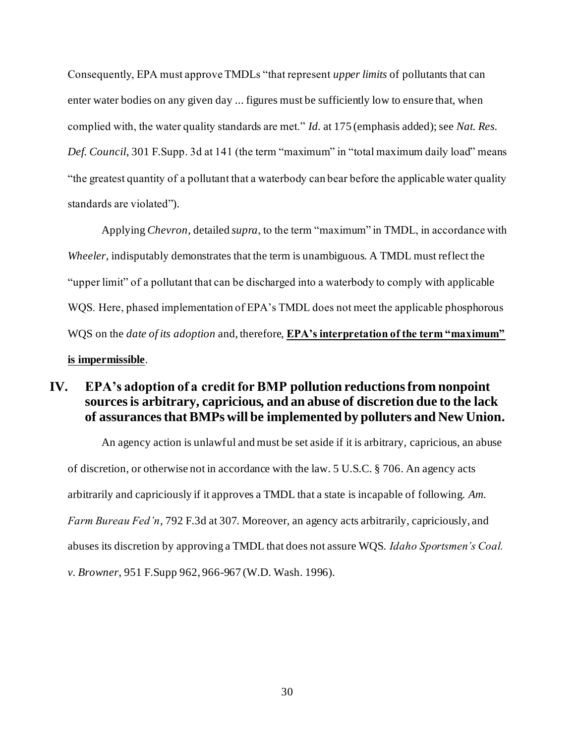Consequently, EPA must approve TMDLs "that represent *upper limits* of pollutants that can enter water bodies on any given day ... figures must be sufficiently low to ensure that, when complied with, the water quality standards are met." *Id.* at 175 (emphasis added); see *Nat. Res. Def. Council*, 301 F.Supp. 3d at 141 (the term "maximum" in "total maximum daily load" means "the greatest quantity of a pollutant that a waterbody can bear before the applicable water quality standards are violated").

Applying *Chevron*, detailed *supra*, to the term "maximum" in TMDL, in accordance with *Wheeler*, indisputably demonstrates that the term is unambiguous. A TMDL must reflect the "upper limit" of a pollutant that can be discharged into a waterbody to comply with applicable WQS. Here, phased implementation of EPA's TMDL does not meet the applicable phosphorous WQS on the *date of its adoption* and, therefore, <u>**EPA's interpretation of the term "maximum" is impermissible**</u>.

## IV. EPA's adoption of a credit for BMP pollution reductions from nonpoint sources is arbitrary, capricious, and an abuse of discretion due to the lack of assurances that BMPs will be implemented by polluters and New Union.

An agency action is unlawful and must be set aside if it is arbitrary, capricious, an abuse of discretion, or otherwise not in accordance with the law. 5 U.S.C. § 706. An agency acts arbitrarily and capriciously if it approves a TMDL that a state is incapable of following. *Am. Farm Bureau Fed'n*, 792 F.3d at 307. Moreover, an agency acts arbitrarily, capriciously, and abuses its discretion by approving a TMDL that does not assure WQS. *Idaho Sportsmen's Coal. v. Browner*, 951 F.Supp 962, 966-967 (W.D. Wash. 1996).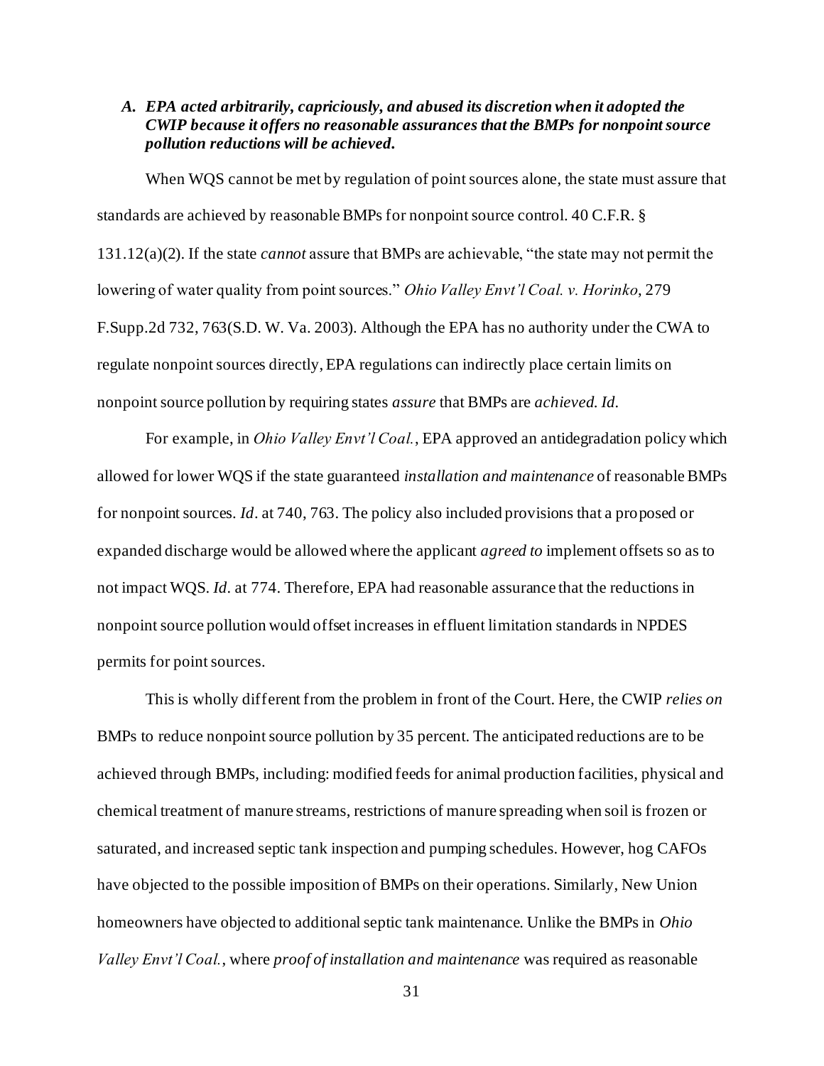### *A. EPA acted arbitrarily, capriciously, and abused its discretion when it adopted the CWIP because it offers no reasonable assurances that the BMPs for nonpoint source pollution reductions will be achieved.*

When WQS cannot be met by regulation of point sources alone, the state must assure that standards are achieved by reasonable BMPs for nonpoint source control. 40 C.F.R. § 131.12(a)(2). If the state *cannot* assure that BMPs are achievable, "the state may not permit the lowering of water quality from point sources." *Ohio Valley Envt'l Coal. v. Horinko*, 279 F.Supp.2d 732, 763(S.D. W. Va. 2003). Although the EPA has no authority under the CWA to regulate nonpoint sources directly, EPA regulations can indirectly place certain limits on nonpoint source pollution by requiring states *assure* that BMPs are *achieved*. *Id.*

For example, in *Ohio Valley Envt'l Coal.*, EPA approved an antidegradation policy which allowed for lower WQS if the state guaranteed *installation and maintenance* of reasonable BMPs for nonpoint sources. *Id*. at 740, 763. The policy also included provisions that a proposed or expanded discharge would be allowed where the applicant *agreed to* implement offsets so as to not impact WQS. *Id.* at 774. Therefore, EPA had reasonable assurance that the reductions in nonpoint source pollution would offset increases in effluent limitation standards in NPDES permits for point sources.

This is wholly different from the problem in front of the Court. Here, the CWIP *relies on* BMPs to reduce nonpoint source pollution by 35 percent. The anticipated reductions are to be achieved through BMPs, including: modified feeds for animal production facilities, physical and chemical treatment of manure streams, restrictions of manure spreading when soil is frozen or saturated, and increased septic tank inspection and pumping schedules. However, hog CAFOs have objected to the possible imposition of BMPs on their operations. Similarly, New Union homeowners have objected to additional septic tank maintenance. Unlike the BMPs in *Ohio Valley Envt'l Coal.*, where *proof of installation and maintenance* was required as reasonable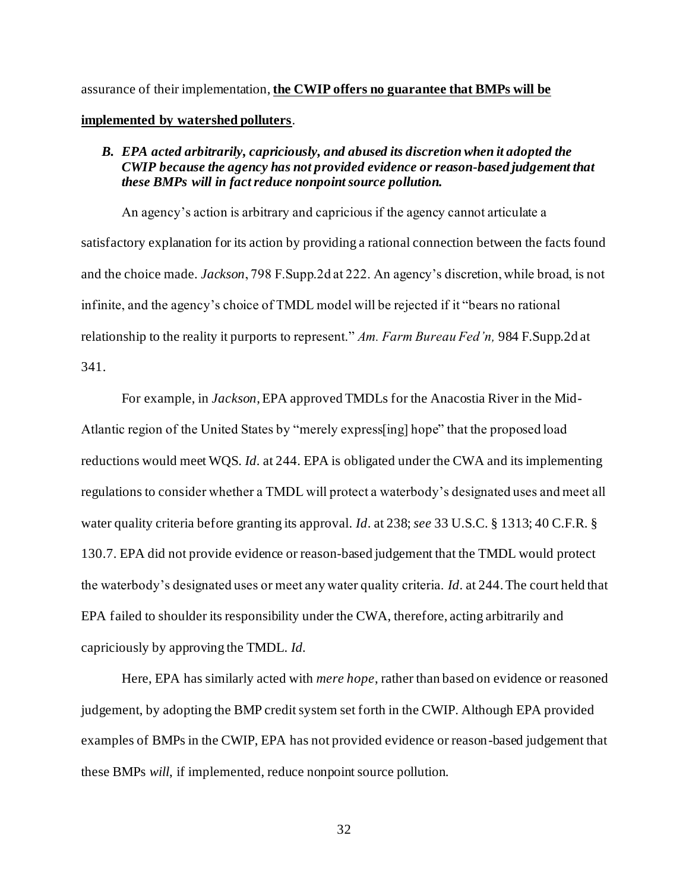assurance of their implementation, **<u>the CWIP offers no guarantee that BMPs will be implemented by watershed polluters</u>**.

### *B. EPA acted arbitrarily, capriciously, and abused its discretion when it adopted the CWIP because the agency has not provided evidence or reason-based judgement that these BMPs will in fact reduce nonpoint source pollution.*

An agency's action is arbitrary and capricious if the agency cannot articulate a satisfactory explanation for its action by providing a rational connection between the facts found and the choice made. *Jackson*, 798 F.Supp.2d at 222. An agency's discretion, while broad, is not infinite, and the agency's choice of TMDL model will be rejected if it "bears no rational relationship to the reality it purports to represent." *Am. Farm Bureau Fed'n,* 984 F.Supp.2d at 341.

For example, in *Jackson*, EPA approved TMDLs for the Anacostia River in the Mid-Atlantic region of the United States by "merely express[ing] hope" that the proposed load reductions would meet WQS. *Id*. at 244. EPA is obligated under the CWA and its implementing regulations to consider whether a TMDL will protect a waterbody's designated uses and meet all water quality criteria before granting its approval. *Id*. at 238; *see* 33 U.S.C. § 1313; 40 C.F.R. § 130.7. EPA did not provide evidence or reason-based judgement that the TMDL would protect the waterbody's designated uses or meet any water quality criteria. *Id*. at 244. The court held that EPA failed to shoulder its responsibility under the CWA, therefore, acting arbitrarily and capriciously by approving the TMDL. *Id*.

Here, EPA has similarly acted with *mere hope*, rather than based on evidence or reasoned judgement, by adopting the BMP credit system set forth in the CWIP. Although EPA provided examples of BMPs in the CWIP, EPA has not provided evidence or reason-based judgement that these BMPs *will*, if implemented, reduce nonpoint source pollution.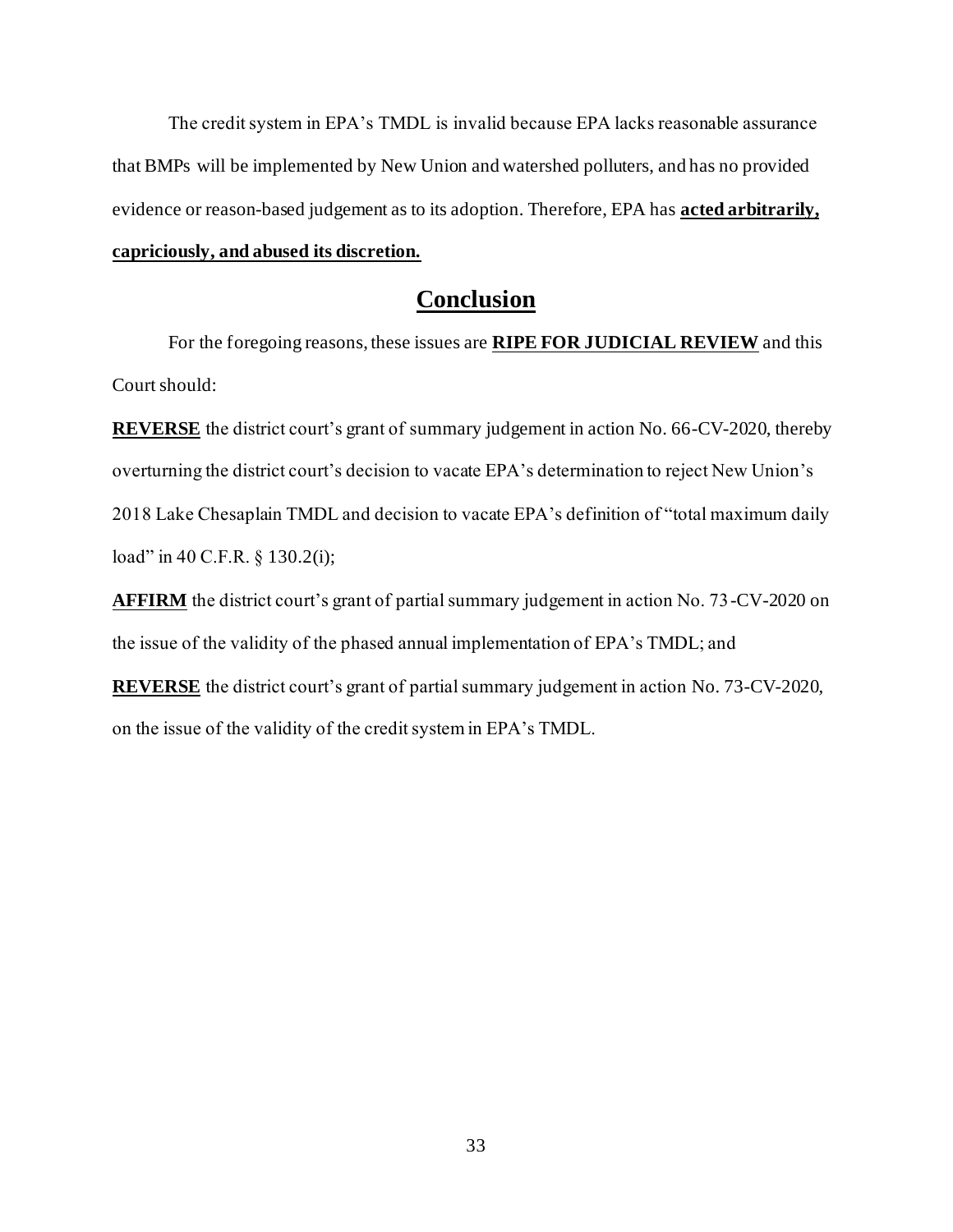The credit system in EPA's TMDL is invalid because EPA lacks reasonable assurance that BMPs will be implemented by New Union and watershed polluters, and has no provided evidence or reason-based judgement as to its adoption. Therefore, EPA has **acted arbitrarily, capriciously, and abused its discretion.**

## Conclusion

For the foregoing reasons, these issues are **RIPE FOR JUDICIAL REVIEW** and this Court should:

**REVERSE** the district court's grant of summary judgement in action No. 66-CV-2020, thereby overturning the district court's decision to vacate EPA's determination to reject New Union's 2018 Lake Chesaplain TMDL and decision to vacate EPA's definition of "total maximum daily load" in 40 C.F.R. § 130.2(i);

**AFFIRM** the district court's grant of partial summary judgement in action No. 73-CV-2020 on the issue of the validity of the phased annual implementation of EPA's TMDL; and

**REVERSE** the district court's grant of partial summary judgement in action No. 73-CV-2020, on the issue of the validity of the credit system in EPA's TMDL.